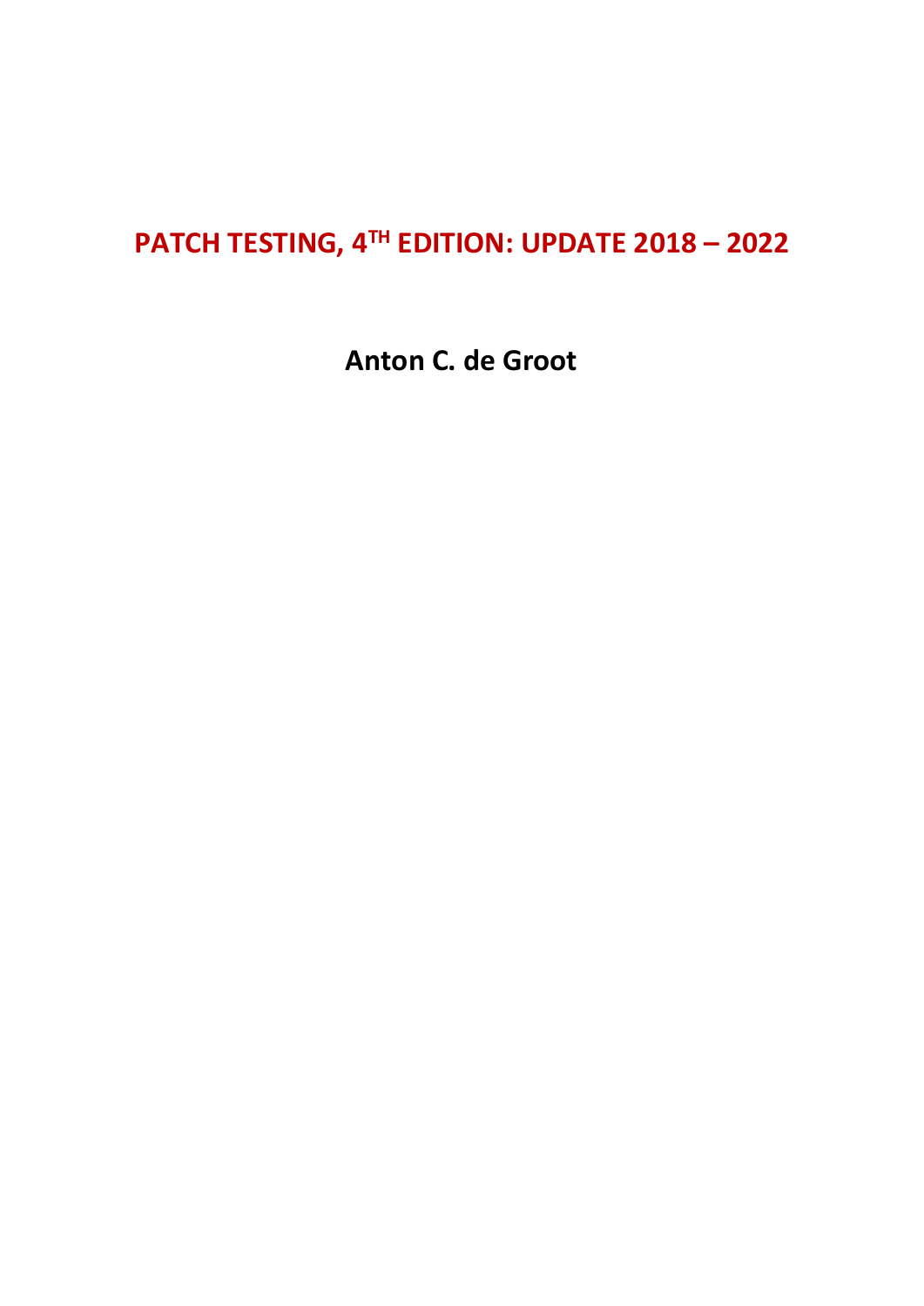# PATCH TESTING, 4TH EDITION: UPDATE 2018 – 2022

**Anton C. de Groot**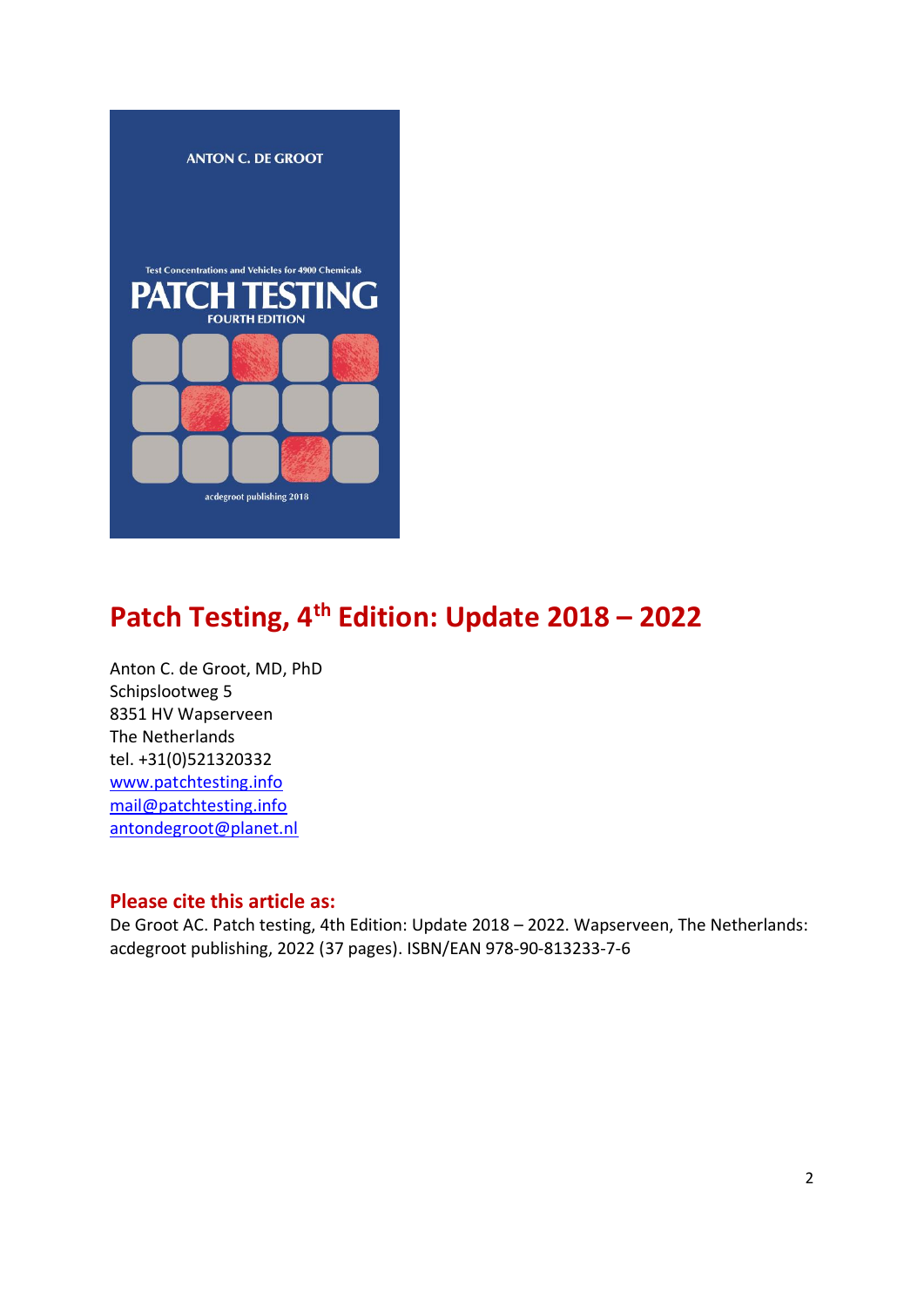# Patch Testing, 4th Edition: Update 2018 – 2022

Anton C. de Groot, MD, PhD
Schipslootweg 5
8351 HV Wapserveen
The Netherlands
tel. +31(0)521320332
www.patchtesting.info
mail@patchtesting.info
antondegroot@planet.nl

## Please cite this article as:

De Groot AC. Patch testing, 4th Edition: Update 2018 – 2022. Wapserveen, The Netherlands: acdegroot publishing, 2022 (37 pages). ISBN/EAN 978-90-813233-7-6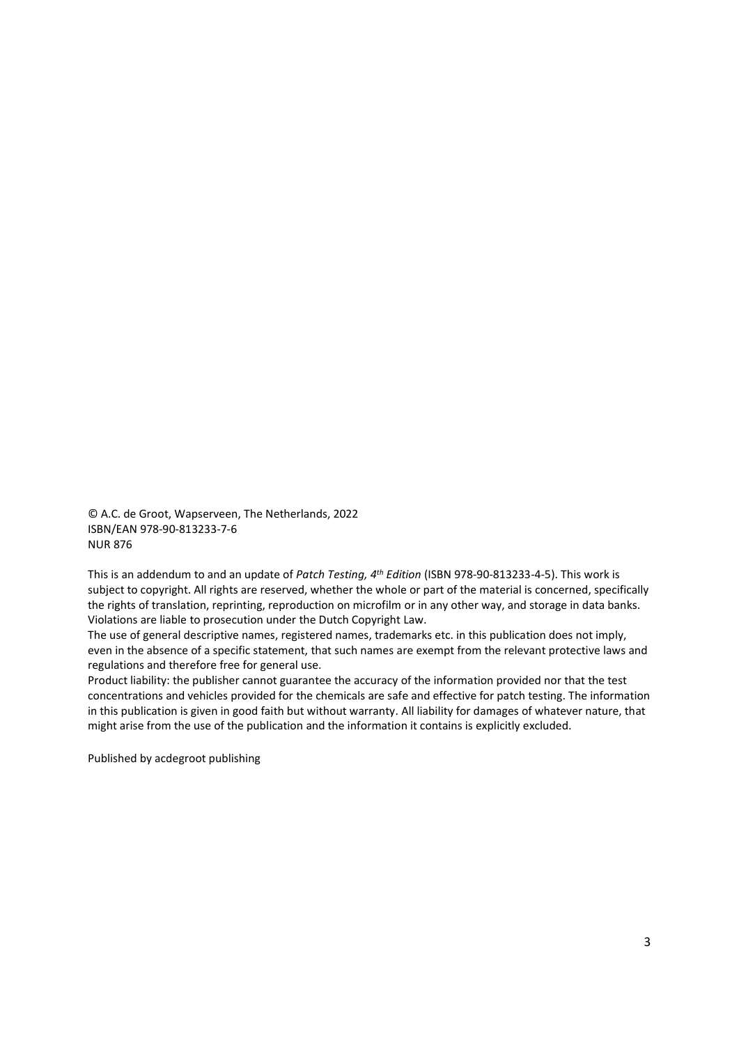© A.C. de Groot, Wapserveen, The Netherlands, 2022
ISBN/EAN 978-90-813233-7-6
NUR 876

This is an addendum to and an update of *Patch Testing, 4th Edition* (ISBN 978-90-813233-4-5). This work is subject to copyright. All rights are reserved, whether the whole or part of the material is concerned, specifically the rights of translation, reprinting, reproduction on microfilm or in any other way, and storage in data banks. Violations are liable to prosecution under the Dutch Copyright Law.
The use of general descriptive names, registered names, trademarks etc. in this publication does not imply, even in the absence of a specific statement, that such names are exempt from the relevant protective laws and regulations and therefore free for general use.
Product liability: the publisher cannot guarantee the accuracy of the information provided nor that the test concentrations and vehicles provided for the chemicals are safe and effective for patch testing. The information in this publication is given in good faith but without warranty. All liability for damages of whatever nature, that might arise from the use of the publication and the information it contains is explicitly excluded.

Published by acdegroot publishing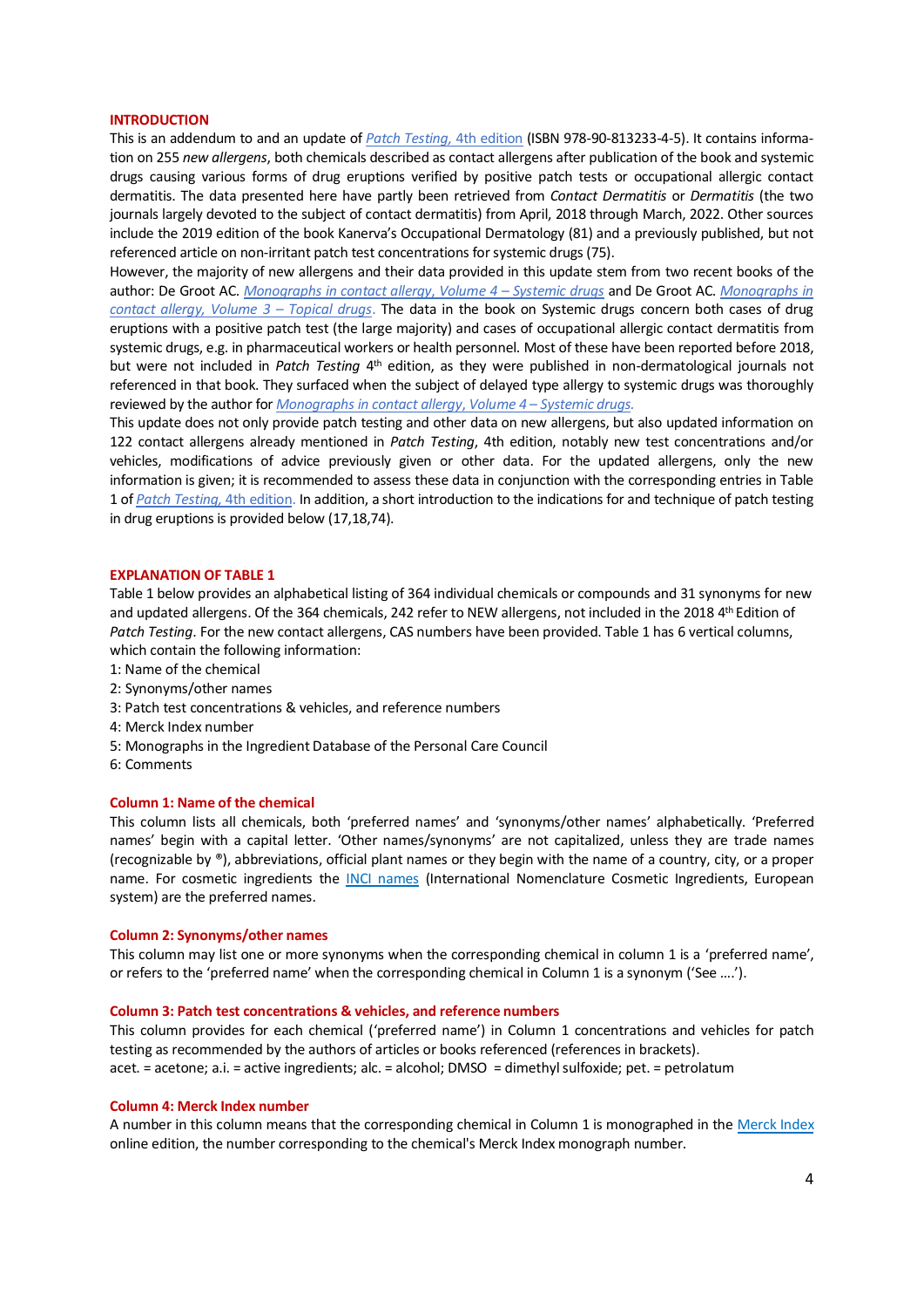## INTRODUCTION

This is an addendum to and an update of *Patch Testing, 4th edition* (ISBN 978-90-813233-4-5). It contains information on 255 *new allergens*, both chemicals described as contact allergens after publication of the book and systemic drugs causing various forms of drug eruptions verified by positive patch tests or occupational allergic contact dermatitis. The data presented here have partly been retrieved from *Contact Dermatitis* or *Dermatitis* (the two journals largely devoted to the subject of contact dermatitis) from April, 2018 through March, 2022. Other sources include the 2019 edition of the book Kanerva's Occupational Dermatology (81) and a previously published, but not referenced article on non-irritant patch test concentrations for systemic drugs (75).

However, the majority of new allergens and their data provided in this update stem from two recent books of the author: De Groot AC. *Monographs in contact allergy, Volume 4 – Systemic drugs* and De Groot AC. *Monographs in contact allergy, Volume 3 – Topical drugs*. The data in the book on Systemic drugs concern both cases of drug eruptions with a positive patch test (the large majority) and cases of occupational allergic contact dermatitis from systemic drugs, e.g. in pharmaceutical workers or health personnel. Most of these have been reported before 2018, but were not included in *Patch Testing* 4th edition, as they were published in non-dermatological journals not referenced in that book. They surfaced when the subject of delayed type allergy to systemic drugs was thoroughly reviewed by the author for *Monographs in contact allergy, Volume 4 – Systemic drugs.*

This update does not only provide patch testing and other data on new allergens, but also updated information on 122 contact allergens already mentioned in *Patch Testing*, 4th edition, notably new test concentrations and/or vehicles, modifications of advice previously given or other data. For the updated allergens, only the new information is given; it is recommended to assess these data in conjunction with the corresponding entries in Table 1 of *Patch Testing, 4th edition*. In addition, a short introduction to the indications for and technique of patch testing in drug eruptions is provided below (17,18,74).

## EXPLANATION OF TABLE 1

Table 1 below provides an alphabetical listing of 364 individual chemicals or compounds and 31 synonyms for new and updated allergens. Of the 364 chemicals, 242 refer to NEW allergens, not included in the 2018 4th Edition of *Patch Testing*. For the new contact allergens, CAS numbers have been provided. Table 1 has 6 vertical columns, which contain the following information:

1: Name of the chemical
2: Synonyms/other names
3: Patch test concentrations & vehicles, and reference numbers
4: Merck Index number
5: Monographs in the Ingredient Database of the Personal Care Council
6: Comments

### Column 1: Name of the chemical

This column lists all chemicals, both 'preferred names' and 'synonyms/other names' alphabetically. 'Preferred names' begin with a capital letter. 'Other names/synonyms' are not capitalized, unless they are trade names (recognizable by ®), abbreviations, official plant names or they begin with the name of a country, city, or a proper name. For cosmetic ingredients the INCI names (International Nomenclature Cosmetic Ingredients, European system) are the preferred names.

### Column 2: Synonyms/other names

This column may list one or more synonyms when the corresponding chemical in column 1 is a 'preferred name', or refers to the 'preferred name' when the corresponding chemical in Column 1 is a synonym ('See ….').

### Column 3: Patch test concentrations & vehicles, and reference numbers

This column provides for each chemical ('preferred name') in Column 1 concentrations and vehicles for patch testing as recommended by the authors of articles or books referenced (references in brackets).
acet. = acetone; a.i. = active ingredients; alc. = alcohol; DMSO = dimethyl sulfoxide; pet. = petrolatum

### Column 4: Merck Index number

A number in this column means that the corresponding chemical in Column 1 is monographed in the Merck Index online edition, the number corresponding to the chemical's Merck Index monograph number.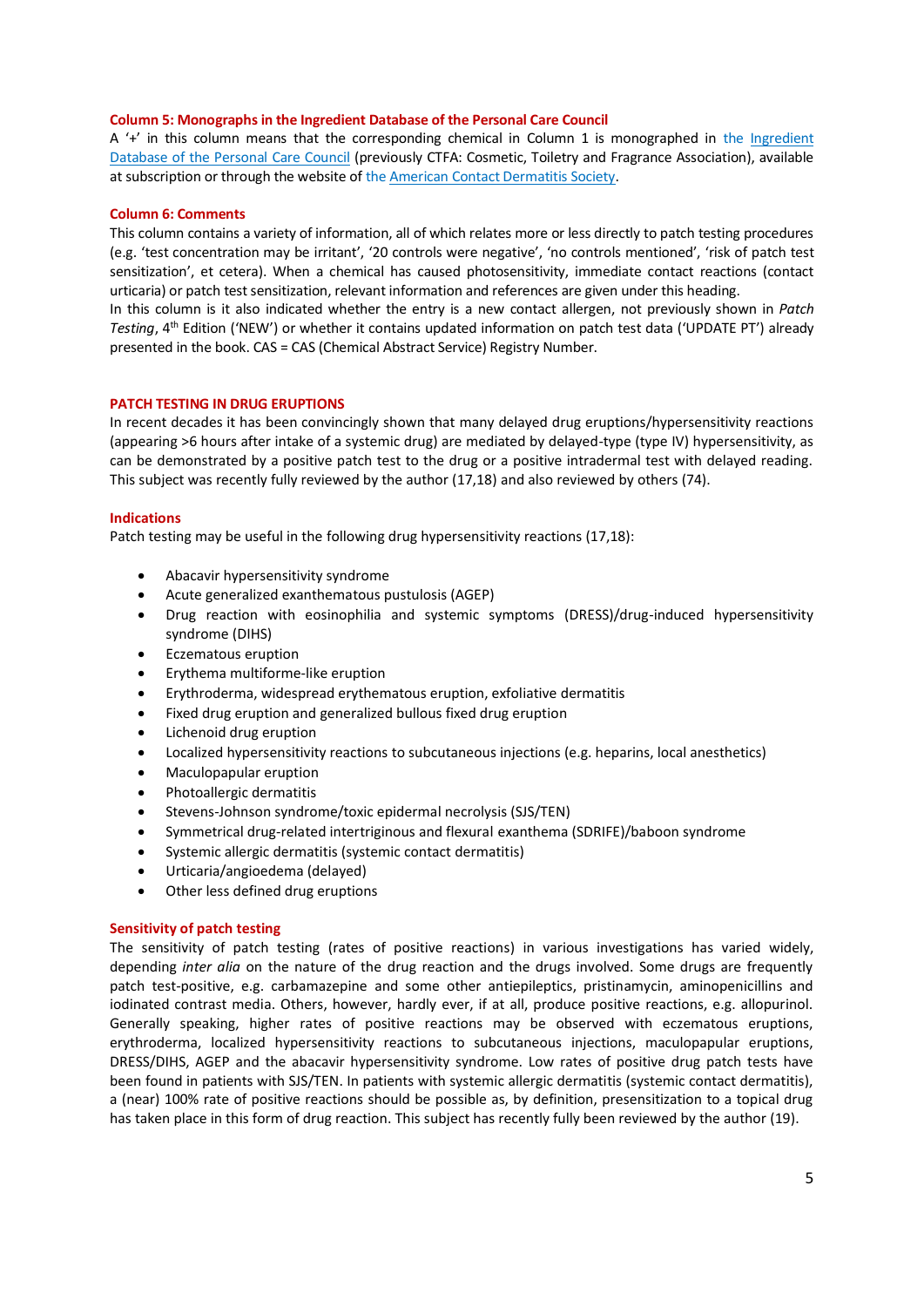### Column 5: Monographs in the Ingredient Database of the Personal Care Council

A '+' in this column means that the corresponding chemical in Column 1 is monographed in the Ingredient Database of the Personal Care Council (previously CTFA: Cosmetic, Toiletry and Fragrance Association), available at subscription or through the website of the American Contact Dermatitis Society.

### Column 6: Comments

This column contains a variety of information, all of which relates more or less directly to patch testing procedures (e.g. 'test concentration may be irritant', '20 controls were negative', 'no controls mentioned', 'risk of patch test sensitization', et cetera). When a chemical has caused photosensitivity, immediate contact reactions (contact urticaria) or patch test sensitization, relevant information and references are given under this heading.

In this column is it also indicated whether the entry is a new contact allergen, not previously shown in *Patch Testing*, 4th Edition ('NEW') or whether it contains updated information on patch test data ('UPDATE PT') already presented in the book. CAS = CAS (Chemical Abstract Service) Registry Number.

## PATCH TESTING IN DRUG ERUPTIONS

In recent decades it has been convincingly shown that many delayed drug eruptions/hypersensitivity reactions (appearing >6 hours after intake of a systemic drug) are mediated by delayed-type (type IV) hypersensitivity, as can be demonstrated by a positive patch test to the drug or a positive intradermal test with delayed reading. This subject was recently fully reviewed by the author (17,18) and also reviewed by others (74).

### Indications

Patch testing may be useful in the following drug hypersensitivity reactions (17,18):

- Abacavir hypersensitivity syndrome
- Acute generalized exanthematous pustulosis (AGEP)
- Drug reaction with eosinophilia and systemic symptoms (DRESS)/drug-induced hypersensitivity syndrome (DIHS)
- Eczematous eruption
- Erythema multiforme-like eruption
- Erythroderma, widespread erythematous eruption, exfoliative dermatitis
- Fixed drug eruption and generalized bullous fixed drug eruption
- Lichenoid drug eruption
- Localized hypersensitivity reactions to subcutaneous injections (e.g. heparins, local anesthetics)
- Maculopapular eruption
- Photoallergic dermatitis
- Stevens-Johnson syndrome/toxic epidermal necrolysis (SJS/TEN)
- Symmetrical drug-related intertriginous and flexural exanthema (SDRIFE)/baboon syndrome
- Systemic allergic dermatitis (systemic contact dermatitis)
- Urticaria/angioedema (delayed)
- Other less defined drug eruptions

### Sensitivity of patch testing

The sensitivity of patch testing (rates of positive reactions) in various investigations has varied widely, depending *inter alia* on the nature of the drug reaction and the drugs involved. Some drugs are frequently patch test-positive, e.g. carbamazepine and some other antiepileptics, pristinamycin, aminopenicillins and iodinated contrast media. Others, however, hardly ever, if at all, produce positive reactions, e.g. allopurinol. Generally speaking, higher rates of positive reactions may be observed with eczematous eruptions, erythroderma, localized hypersensitivity reactions to subcutaneous injections, maculopapular eruptions, DRESS/DIHS, AGEP and the abacavir hypersensitivity syndrome. Low rates of positive drug patch tests have been found in patients with SJS/TEN. In patients with systemic allergic dermatitis (systemic contact dermatitis), a (near) 100% rate of positive reactions should be possible as, by definition, presensitization to a topical drug has taken place in this form of drug reaction. This subject has recently fully been reviewed by the author (19).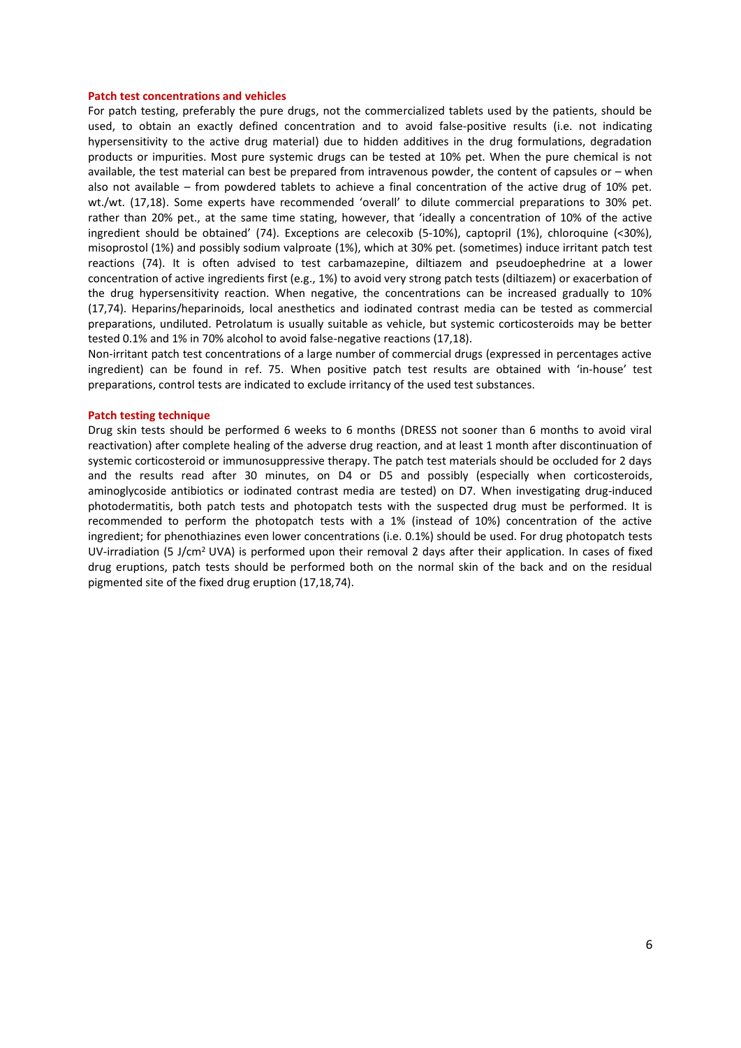## Patch test concentrations and vehicles

For patch testing, preferably the pure drugs, not the commercialized tablets used by the patients, should be used, to obtain an exactly defined concentration and to avoid false-positive results (i.e. not indicating hypersensitivity to the active drug material) due to hidden additives in the drug formulations, degradation products or impurities. Most pure systemic drugs can be tested at 10% pet. When the pure chemical is not available, the test material can best be prepared from intravenous powder, the content of capsules or – when also not available – from powdered tablets to achieve a final concentration of the active drug of 10% pet. wt./wt. (17,18). Some experts have recommended 'overall' to dilute commercial preparations to 30% pet. rather than 20% pet., at the same time stating, however, that 'ideally a concentration of 10% of the active ingredient should be obtained' (74). Exceptions are celecoxib (5-10%), captopril (1%), chloroquine (<30%), misoprostol (1%) and possibly sodium valproate (1%), which at 30% pet. (sometimes) induce irritant patch test reactions (74). It is often advised to test carbamazepine, diltiazem and pseudoephedrine at a lower concentration of active ingredients first (e.g., 1%) to avoid very strong patch tests (diltiazem) or exacerbation of the drug hypersensitivity reaction. When negative, the concentrations can be increased gradually to 10% (17,74). Heparins/heparinoids, local anesthetics and iodinated contrast media can be tested as commercial preparations, undiluted. Petrolatum is usually suitable as vehicle, but systemic corticosteroids may be better tested 0.1% and 1% in 70% alcohol to avoid false-negative reactions (17,18).

Non-irritant patch test concentrations of a large number of commercial drugs (expressed in percentages active ingredient) can be found in ref. 75. When positive patch test results are obtained with 'in-house' test preparations, control tests are indicated to exclude irritancy of the used test substances.

## Patch testing technique

Drug skin tests should be performed 6 weeks to 6 months (DRESS not sooner than 6 months to avoid viral reactivation) after complete healing of the adverse drug reaction, and at least 1 month after discontinuation of systemic corticosteroid or immunosuppressive therapy. The patch test materials should be occluded for 2 days and the results read after 30 minutes, on D4 or D5 and possibly (especially when corticosteroids, aminoglycoside antibiotics or iodinated contrast media are tested) on D7. When investigating drug-induced photodermatitis, both patch tests and photopatch tests with the suspected drug must be performed. It is recommended to perform the photopatch tests with a 1% (instead of 10%) concentration of the active ingredient; for phenothiazines even lower concentrations (i.e. 0.1%) should be used. For drug photopatch tests UV-irradiation (5 J/cm$^2$ UVA) is performed upon their removal 2 days after their application. In cases of fixed drug eruptions, patch tests should be performed both on the normal skin of the back and on the residual pigmented site of the fixed drug eruption (17,18,74).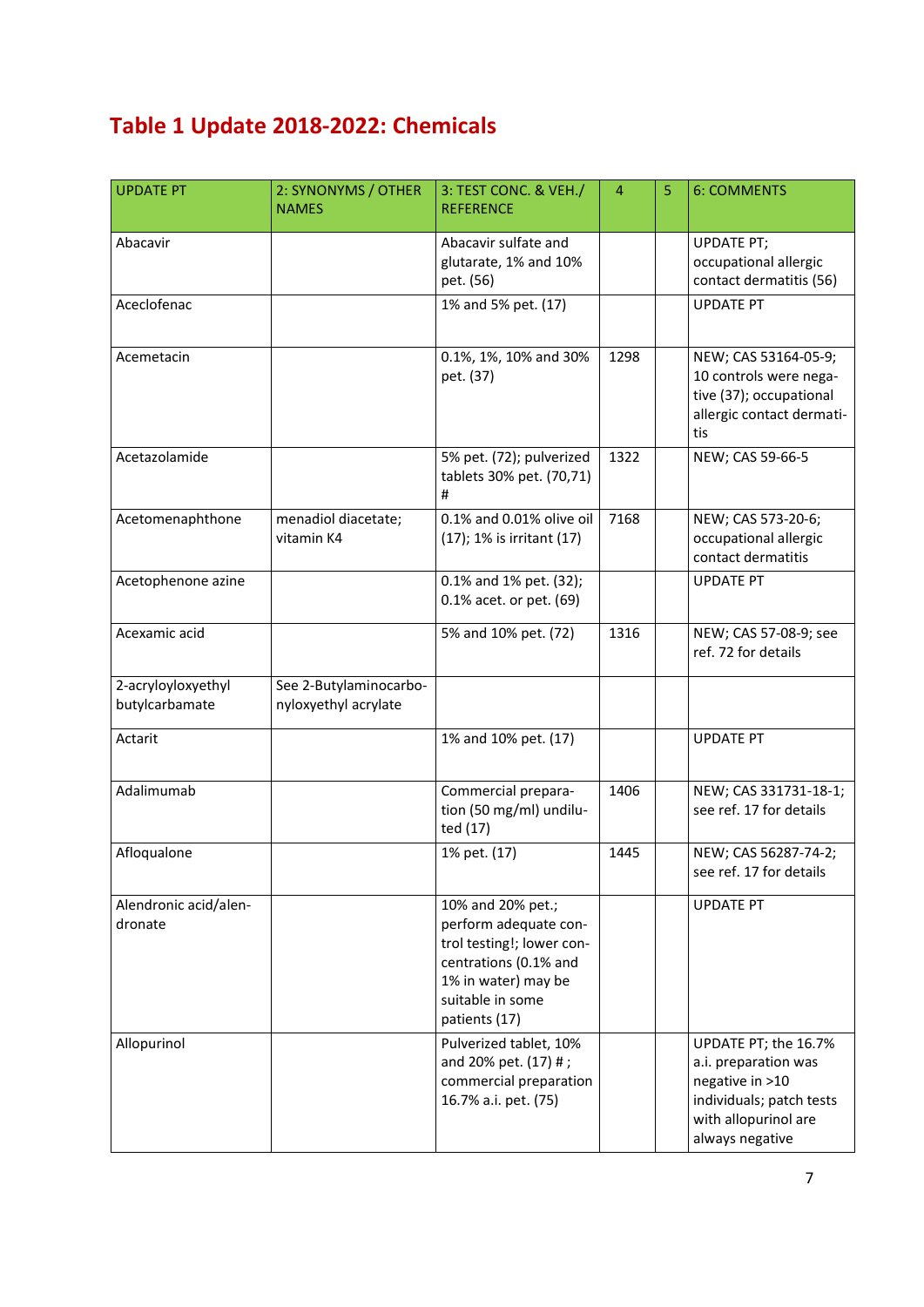# Table 1 Update 2018-2022: Chemicals

| UPDATE PT | 2: SYNONYMS / OTHER NAMES | 3: TEST CONC. & VEH./ REFERENCE | 4 | 5 | 6: COMMENTS |
|---|---|---|---|---|---|
| Abacavir | | Abacavir sulfate and glutarate, 1% and 10% pet. (56) | | | UPDATE PT; occupational allergic contact dermatitis (56) |
| Aceclofenac | | 1% and 5% pet. (17) | | | UPDATE PT |
| Acemetacin | | 0.1%, 1%, 10% and 30% pet. (37) | 1298 | | NEW; CAS 53164-05-9; 10 controls were negative (37); occupational allergic contact dermatitis |
| Acetazolamide | | 5% pet. (72); pulverized tablets 30% pet. (70,71) # | 1322 | | NEW; CAS 59-66-5 |
| Acetomenaphthone | menadiol diacetate; vitamin K4 | 0.1% and 0.01% olive oil (17); 1% is irritant (17) | 7168 | | NEW; CAS 573-20-6; occupational allergic contact dermatitis |
| Acetophenone azine | | 0.1% and 1% pet. (32); 0.1% acet. or pet. (69) | | | UPDATE PT |
| Acexamic acid | | 5% and 10% pet. (72) | 1316 | | NEW; CAS 57-08-9; see ref. 72 for details |
| 2-acryloyloxyethyl butylcarbamate | See 2-Butylaminocarbonyloxyethyl acrylate | | | | |
| Actarit | | 1% and 10% pet. (17) | | | UPDATE PT |
| Adalimumab | | Commercial preparation (50 mg/ml) undiluted (17) | 1406 | | NEW; CAS 331731-18-1; see ref. 17 for details |
| Afloqualone | | 1% pet. (17) | 1445 | | NEW; CAS 56287-74-2; see ref. 17 for details |
| Alendronic acid/alendronate | | 10% and 20% pet.; perform adequate control testing!; lower concentrations (0.1% and 1% in water) may be suitable in some patients (17) | | | UPDATE PT |
| Allopurinol | | Pulverized tablet, 10% and 20% pet. (17) # ; commercial preparation 16.7% a.i. pet. (75) | | | UPDATE PT; the 16.7% a.i. preparation was negative in >10 individuals; patch tests with allopurinol are always negative |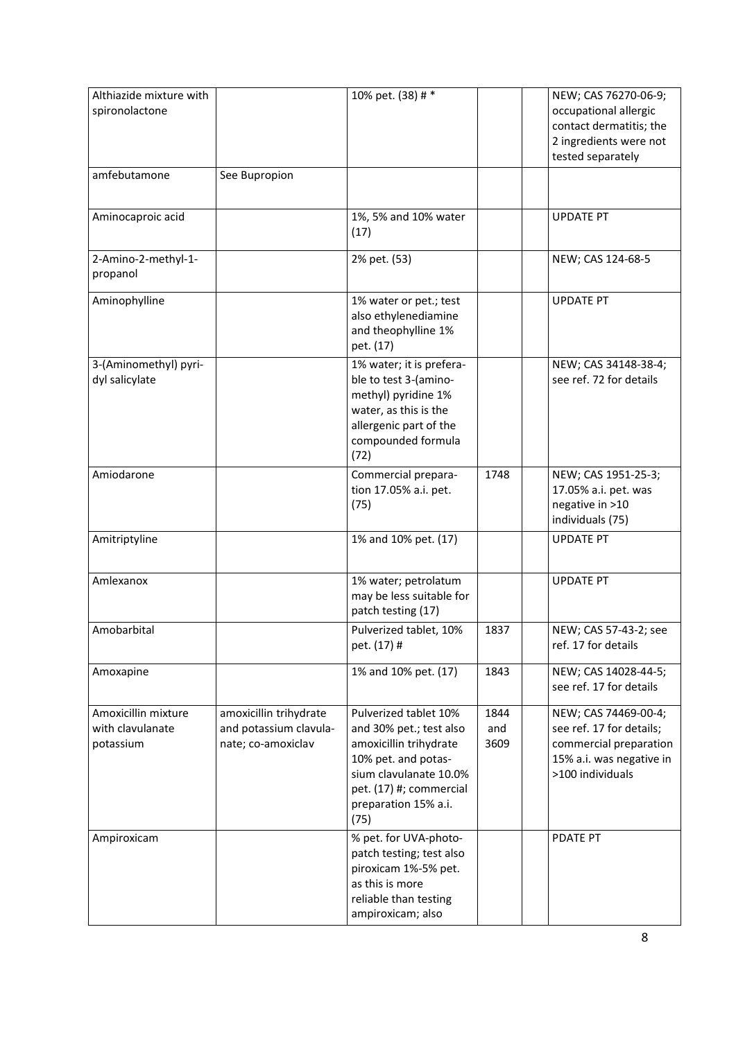| | | | | | |
|---|---|---|---|---|---|
| Althiazide mixture with spironolactone | | 10% pet. (38) # * | | | NEW; CAS 76270-06-9; occupational allergic contact dermatitis; the 2 ingredients were not tested separately |
| amfebutamone | See Bupropion | | | | |
| Aminocaproic acid | | 1%, 5% and 10% water (17) | | | UPDATE PT |
| 2-Amino-2-methyl-1-propanol | | 2% pet. (53) | | | NEW; CAS 124-68-5 |
| Aminophylline | | 1% water or pet.; test also ethylenediamine and theophylline 1% pet. (17) | | | UPDATE PT |
| 3-(Aminomethyl) pyridyl salicylate | | 1% water; it is preferable to test 3-(aminomethyl) pyridine 1% water, as this is the allergenic part of the compounded formula (72) | | | NEW; CAS 34148-38-4; see ref. 72 for details |
| Amiodarone | | Commercial preparation 17.05% a.i. pet. (75) | 1748 | | NEW; CAS 1951-25-3; 17.05% a.i. pet. was negative in >10 individuals (75) |
| Amitriptyline | | 1% and 10% pet. (17) | | | UPDATE PT |
| Amlexanox | | 1% water; petrolatum may be less suitable for patch testing (17) | | | UPDATE PT |
| Amobarbital | | Pulverized tablet, 10% pet. (17) # | 1837 | | NEW; CAS 57-43-2; see ref. 17 for details |
| Amoxapine | | 1% and 10% pet. (17) | 1843 | | NEW; CAS 14028-44-5; see ref. 17 for details |
| Amoxicillin mixture with clavulanate potassium | amoxicillin trihydrate and potassium clavulanate; co-amoxiclav | Pulverized tablet 10% and 30% pet.; test also amoxicillin trihydrate 10% pet. and potassium clavulanate 10.0% pet. (17) #; commercial preparation 15% a.i. (75) | 1844 and 3609 | | NEW; CAS 74469-00-4; see ref. 17 for details; commercial preparation 15% a.i. was negative in >100 individuals |
| Ampiroxicam | | % pet. for UVA-photopatch testing; test also piroxicam 1%-5% pet. as this is more reliable than testing ampiroxicam; also | | | PDATE PT |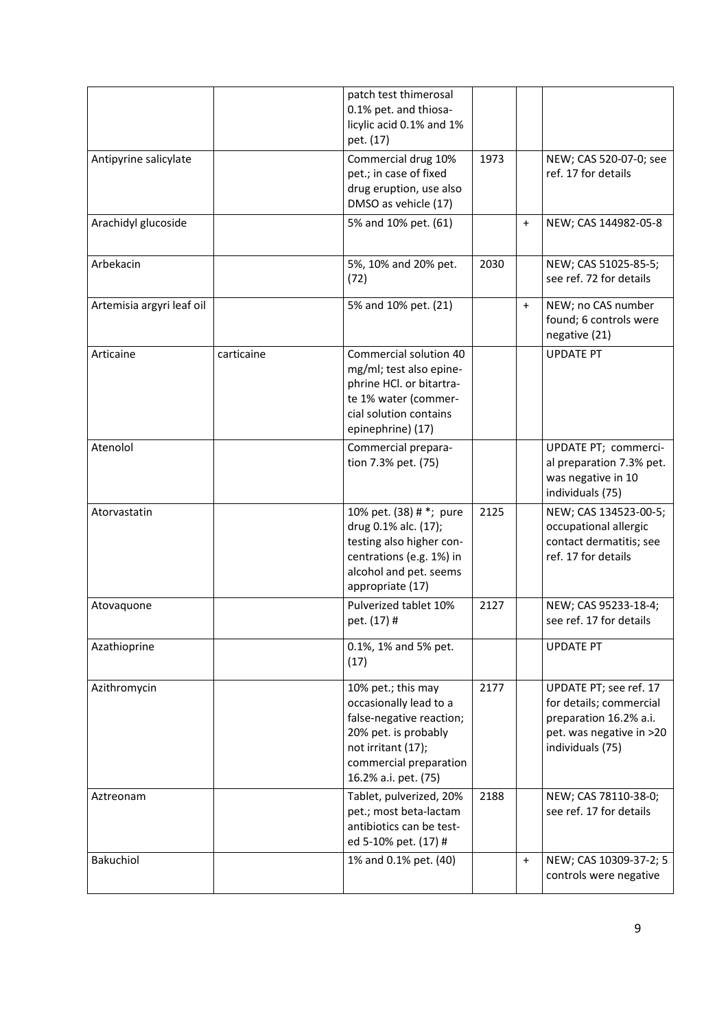| | | patch test thimerosal 0.1% pet. and thiosa-licylic acid 0.1% and 1% pet. (17) | | | |
|---|---|---|---|---|---|
| Antipyrine salicylate | | Commercial drug 10% pet.; in case of fixed drug eruption, use also DMSO as vehicle (17) | 1973 | | NEW; CAS 520-07-0; see ref. 17 for details |
| Arachidyl glucoside | | 5% and 10% pet. (61) | | + | NEW; CAS 144982-05-8 |
| Arbekacin | | 5%, 10% and 20% pet. (72) | 2030 | | NEW; CAS 51025-85-5; see ref. 72 for details |
| Artemisia argyri leaf oil | | 5% and 10% pet. (21) | | + | NEW; no CAS number found; 6 controls were negative (21) |
| Articaine | carticaine | Commercial solution 40 mg/ml; test also epine-phrine HCl. or bitartra-te 1% water (commer-cial solution contains epinephrine) (17) | | | UPDATE PT |
| Atenolol | | Commercial prepara-tion 7.3% pet. (75) | | | UPDATE PT; commerci-al preparation 7.3% pet. was negative in 10 individuals (75) |
| Atorvastatin | | 10% pet. (38) # *; pure drug 0.1% alc. (17); testing also higher con-centrations (e.g. 1%) in alcohol and pet. seems appropriate (17) | 2125 | | NEW; CAS 134523-00-5; occupational allergic contact dermatitis; see ref. 17 for details |
| Atovaquone | | Pulverized tablet 10% pet. (17) # | 2127 | | NEW; CAS 95233-18-4; see ref. 17 for details |
| Azathioprine | | 0.1%, 1% and 5% pet. (17) | | | UPDATE PT |
| Azithromycin | | 10% pet.; this may occasionally lead to a false-negative reaction; 20% pet. is probably not irritant (17); commercial preparation 16.2% a.i. pet. (75) | 2177 | | UPDATE PT; see ref. 17 for details; commercial preparation 16.2% a.i. pet. was negative in >20 individuals (75) |
| Aztreonam | | Tablet, pulverized, 20% pet.; most beta-lactam antibiotics can be test-ed 5-10% pet. (17) # | 2188 | | NEW; CAS 78110-38-0; see ref. 17 for details |
| Bakuchiol | | 1% and 0.1% pet. (40) | | + | NEW; CAS 10309-37-2; 5 controls were negative |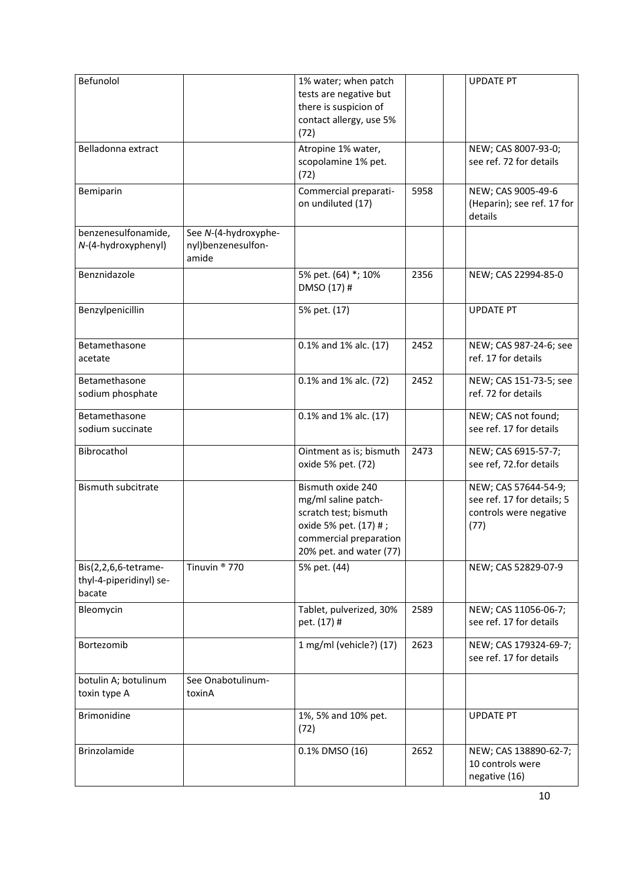| Befunolol | | 1% water; when patch tests are negative but there is suspicion of contact allergy, use 5% (72) | | | UPDATE PT |
|---|---|---|---|---|---|
| Belladonna extract | | Atropine 1% water, scopolamine 1% pet. (72) | | | NEW; CAS 8007-93-0; see ref. 72 for details |
| Bemiparin | | Commercial preparation undiluted (17) | 5958 | | NEW; CAS 9005-49-6 (Heparin); see ref. 17 for details |
| benzenesulfonamide, *N*-(4-hydroxyphenyl) | See *N*-(4-hydroxyphenyl)benzenesulfonamide | | | | |
| Benznidazole | | 5% pet. (64) *; 10% DMSO (17) # | 2356 | | NEW; CAS 22994-85-0 |
| Benzylpenicillin | | 5% pet. (17) | | | UPDATE PT |
| Betamethasone acetate | | 0.1% and 1% alc. (17) | 2452 | | NEW; CAS 987-24-6; see ref. 17 for details |
| Betamethasone sodium phosphate | | 0.1% and 1% alc. (72) | 2452 | | NEW; CAS 151-73-5; see ref. 72 for details |
| Betamethasone sodium succinate | | 0.1% and 1% alc. (17) | | | NEW; CAS not found; see ref. 17 for details |
| Bibrocathol | | Ointment as is; bismuth oxide 5% pet. (72) | 2473 | | NEW; CAS 6915-57-7; see ref, 72.for details |
| Bismuth subcitrate | | Bismuth oxide 240 mg/ml saline patch-scratch test; bismuth oxide 5% pet. (17) # ; commercial preparation 20% pet. and water (77) | | | NEW; CAS 57644-54-9; see ref. 17 for details; 5 controls were negative (77) |
| Bis(2,2,6,6-tetramethyl-4-piperidinyl) sebacate | Tinuvin ® 770 | 5% pet. (44) | | | NEW; CAS 52829-07-9 |
| Bleomycin | | Tablet, pulverized, 30% pet. (17) # | 2589 | | NEW; CAS 11056-06-7; see ref. 17 for details |
| Bortezomib | | 1 mg/ml (vehicle?) (17) | 2623 | | NEW; CAS 179324-69-7; see ref. 17 for details |
| botulin A; botulinum toxin type A | See OnabotulinumtoxinA | | | | |
| Brimonidine | | 1%, 5% and 10% pet. (72) | | | UPDATE PT |
| Brinzolamide | | 0.1% DMSO (16) | 2652 | | NEW; CAS 138890-62-7; 10 controls were negative (16) |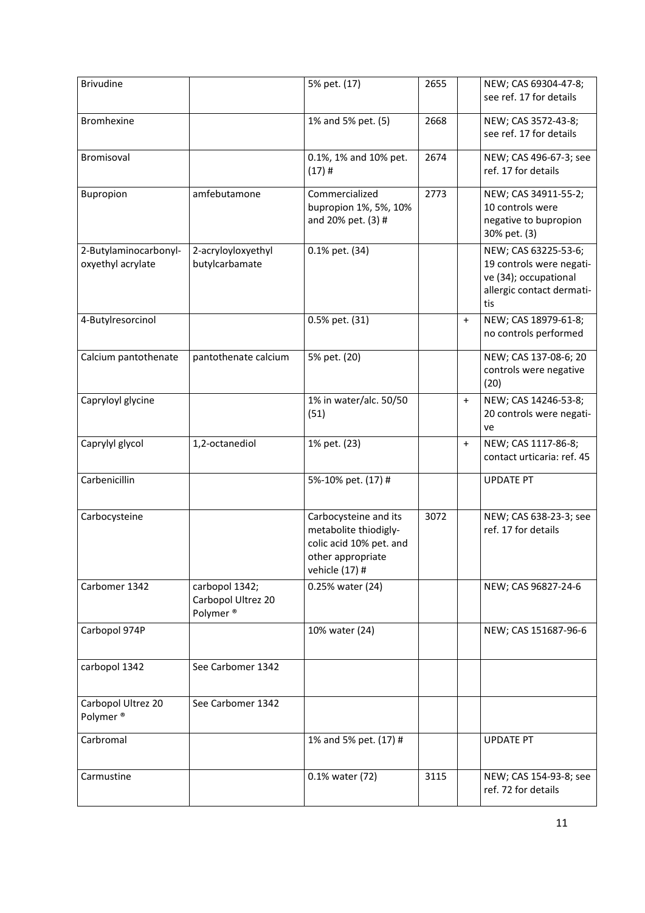| Brivudine | | 5% pet. (17) | 2655 | | NEW; CAS 69304-47-8; see ref. 17 for details |
|---|---|---|---|---|---|
| Bromhexine | | 1% and 5% pet. (5) | 2668 | | NEW; CAS 3572-43-8; see ref. 17 for details |
| Bromisoval | | 0.1%, 1% and 10% pet. (17) # | 2674 | | NEW; CAS 496-67-3; see ref. 17 for details |
| Bupropion | amfebutamone | Commercialized bupropion 1%, 5%, 10% and 20% pet. (3) # | 2773 | | NEW; CAS 34911-55-2; 10 controls were negative to bupropion 30% pet. (3) |
| 2-Butylaminocarbonyl-oxyethyl acrylate | 2-acryloyloxyethyl butylcarbamate | 0.1% pet. (34) | | | NEW; CAS 63225-53-6; 19 controls were negative (34); occupational allergic contact dermatitis |
| 4-Butylresorcinol | | 0.5% pet. (31) | | + | NEW; CAS 18979-61-8; no controls performed |
| Calcium pantothenate | pantothenate calcium | 5% pet. (20) | | | NEW; CAS 137-08-6; 20 controls were negative (20) |
| Capryloyl glycine | | 1% in water/alc. 50/50 (51) | | + | NEW; CAS 14246-53-8; 20 controls were negative |
| Caprylyl glycol | 1,2-octanediol | 1% pet. (23) | | + | NEW; CAS 1117-86-8; contact urticaria: ref. 45 |
| Carbenicillin | | 5%-10% pet. (17) # | | | UPDATE PT |
| Carbocysteine | | Carbocysteine and its metabolite thiodiglycolic acid 10% pet. and other appropriate vehicle (17) # | 3072 | | NEW; CAS 638-23-3; see ref. 17 for details |
| Carbomer 1342 | carbopol 1342; Carbopol Ultrez 20 Polymer ® | 0.25% water (24) | | | NEW; CAS 96827-24-6 |
| Carbopol 974P | | 10% water (24) | | | NEW; CAS 151687-96-6 |
| carbopol 1342 | See Carbomer 1342 | | | | |
| Carbopol Ultrez 20 Polymer ® | See Carbomer 1342 | | | | |
| Carbromal | | 1% and 5% pet. (17) # | | | UPDATE PT |
| Carmustine | | 0.1% water (72) | 3115 | | NEW; CAS 154-93-8; see ref. 72 for details |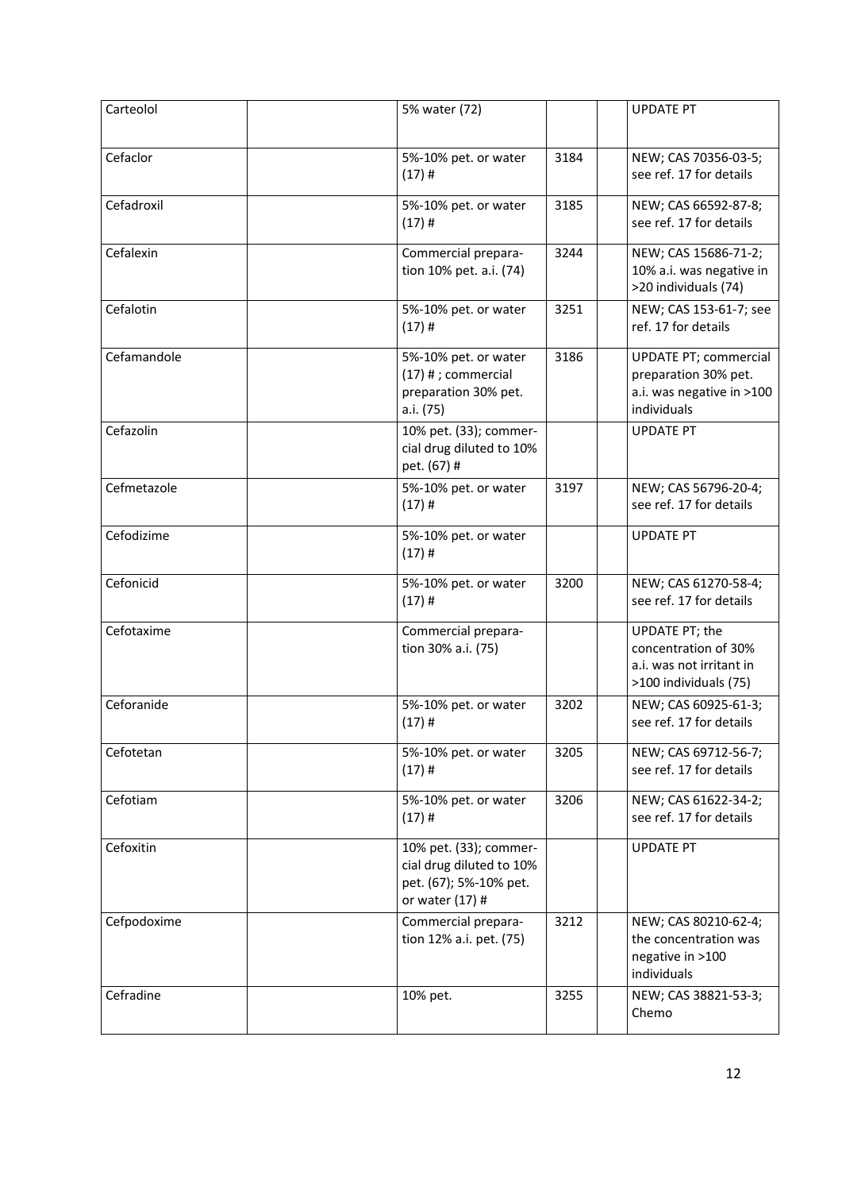| Carteolol | | 5% water (72) | | | UPDATE PT |
|---|---|---|---|---|---|
| Cefaclor | | 5%-10% pet. or water (17) # | 3184 | | NEW; CAS 70356-03-5; see ref. 17 for details |
| Cefadroxil | | 5%-10% pet. or water (17) # | 3185 | | NEW; CAS 66592-87-8; see ref. 17 for details |
| Cefalexin | | Commercial preparation 10% pet. a.i. (74) | 3244 | | NEW; CAS 15686-71-2; 10% a.i. was negative in >20 individuals (74) |
| Cefalotin | | 5%-10% pet. or water (17) # | 3251 | | NEW; CAS 153-61-7; see ref. 17 for details |
| Cefamandole | | 5%-10% pet. or water (17) # ; commercial preparation 30% pet. a.i. (75) | 3186 | | UPDATE PT; commercial preparation 30% pet. a.i. was negative in >100 individuals |
| Cefazolin | | 10% pet. (33); commercial drug diluted to 10% pet. (67) # | | | UPDATE PT |
| Cefmetazole | | 5%-10% pet. or water (17) # | 3197 | | NEW; CAS 56796-20-4; see ref. 17 for details |
| Cefodizime | | 5%-10% pet. or water (17) # | | | UPDATE PT |
| Cefonicid | | 5%-10% pet. or water (17) # | 3200 | | NEW; CAS 61270-58-4; see ref. 17 for details |
| Cefotaxime | | Commercial preparation 30% a.i. (75) | | | UPDATE PT; the concentration of 30% a.i. was not irritant in >100 individuals (75) |
| Ceforanide | | 5%-10% pet. or water (17) # | 3202 | | NEW; CAS 60925-61-3; see ref. 17 for details |
| Cefotetan | | 5%-10% pet. or water (17) # | 3205 | | NEW; CAS 69712-56-7; see ref. 17 for details |
| Cefotiam | | 5%-10% pet. or water (17) # | 3206 | | NEW; CAS 61622-34-2; see ref. 17 for details |
| Cefoxitin | | 10% pet. (33); commercial drug diluted to 10% pet. (67); 5%-10% pet. or water (17) # | | | UPDATE PT |
| Cefpodoxime | | Commercial preparation 12% a.i. pet. (75) | 3212 | | NEW; CAS 80210-62-4; the concentration was negative in >100 individuals |
| Cefradine | | 10% pet. | 3255 | | NEW; CAS 38821-53-3; Chemo |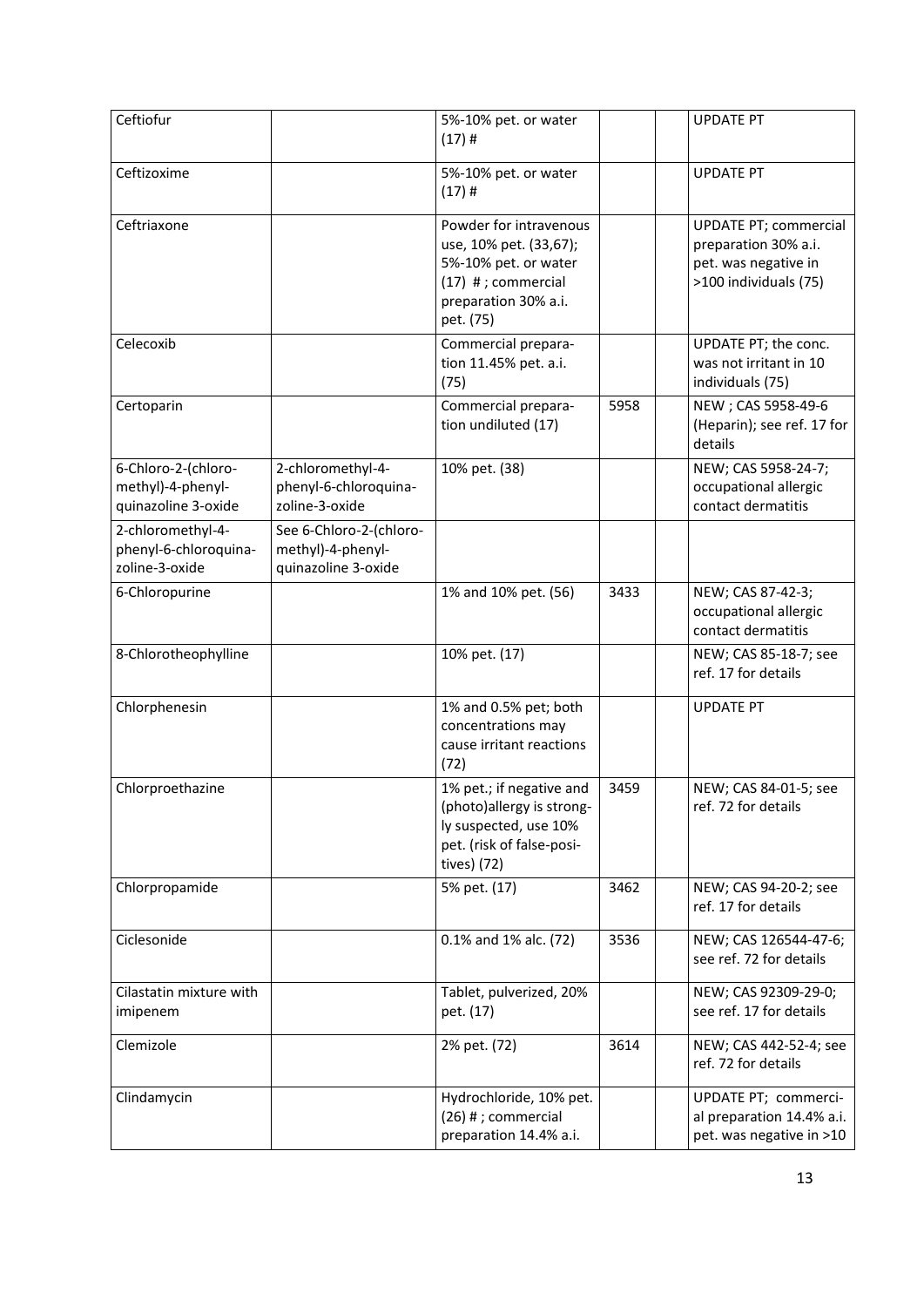| | | | | | |
|---|---|---|---|---|---|
| Ceftiofur | | 5%-10% pet. or water (17) # | | | UPDATE PT |
| Ceftizoxime | | 5%-10% pet. or water (17) # | | | UPDATE PT |
| Ceftriaxone | | Powder for intravenous use, 10% pet. (33,67); 5%-10% pet. or water (17) # ; commercial preparation 30% a.i. pet. (75) | | | UPDATE PT; commercial preparation 30% a.i. pet. was negative in >100 individuals (75) |
| Celecoxib | | Commercial preparation 11.45% pet. a.i. (75) | | | UPDATE PT; the conc. was not irritant in 10 individuals (75) |
| Certoparin | | Commercial preparation undiluted (17) | 5958 | | NEW ; CAS 5958-49-6 (Heparin); see ref. 17 for details |
| 6-Chloro-2-(chloromethyl)-4-phenylquinazoline 3-oxide | 2-chloromethyl-4-phenyl-6-chloroquinazoline-3-oxide | 10% pet. (38) | | | NEW; CAS 5958-24-7; occupational allergic contact dermatitis |
| 2-chloromethyl-4-phenyl-6-chloroquinazoline-3-oxide | See 6-Chloro-2-(chloromethyl)-4-phenylquinazoline 3-oxide | | | | |
| 6-Chloropurine | | 1% and 10% pet. (56) | 3433 | | NEW; CAS 87-42-3; occupational allergic contact dermatitis |
| 8-Chlorotheophylline | | 10% pet. (17) | | | NEW; CAS 85-18-7; see ref. 17 for details |
| Chlorphenesin | | 1% and 0.5% pet; both concentrations may cause irritant reactions (72) | | | UPDATE PT |
| Chlorproethazine | | 1% pet.; if negative and (photo)allergy is strongly suspected, use 10% pet. (risk of false-positives) (72) | 3459 | | NEW; CAS 84-01-5; see ref. 72 for details |
| Chlorpropamide | | 5% pet. (17) | 3462 | | NEW; CAS 94-20-2; see ref. 17 for details |
| Ciclesonide | | 0.1% and 1% alc. (72) | 3536 | | NEW; CAS 126544-47-6; see ref. 72 for details |
| Cilastatin mixture with imipenem | | Tablet, pulverized, 20% pet. (17) | | | NEW; CAS 92309-29-0; see ref. 17 for details |
| Clemizole | | 2% pet. (72) | 3614 | | NEW; CAS 442-52-4; see ref. 72 for details |
| Clindamycin | | Hydrochloride, 10% pet. (26) # ; commercial preparation 14.4% a.i. | | | UPDATE PT; commercial preparation 14.4% a.i. pet. was negative in >10 |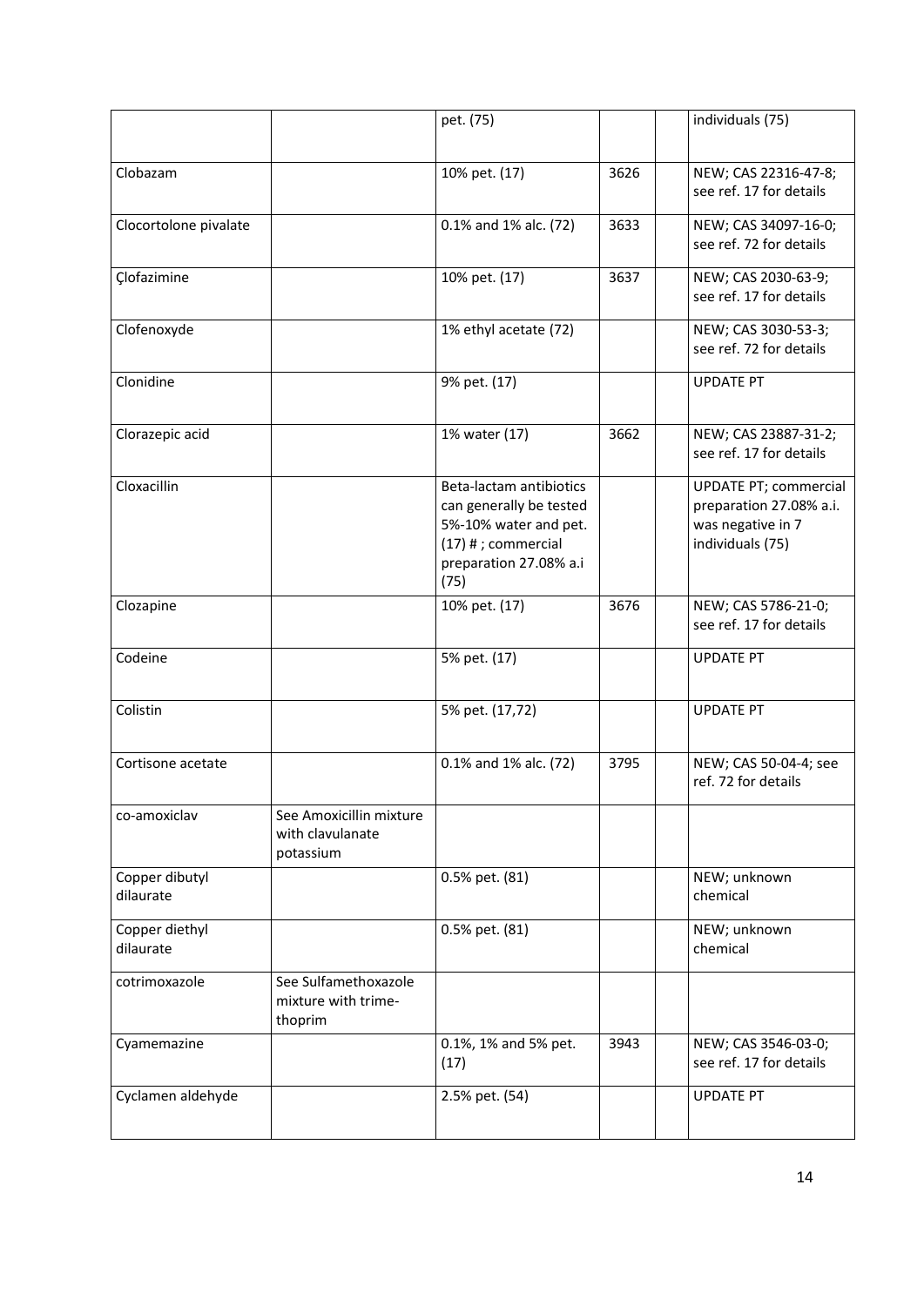| | | pet. (75) | | | individuals (75) |
|---|---|---|---|---|---|
| Clobazam | | 10% pet. (17) | 3626 | | NEW; CAS 22316-47-8; see ref. 17 for details |
| Clocortolone pivalate | | 0.1% and 1% alc. (72) | 3633 | | NEW; CAS 34097-16-0; see ref. 72 for details |
| Çlofazimine | | 10% pet. (17) | 3637 | | NEW; CAS 2030-63-9; see ref. 17 for details |
| Clofenoxyde | | 1% ethyl acetate (72) | | | NEW; CAS 3030-53-3; see ref. 72 for details |
| Clonidine | | 9% pet. (17) | | | UPDATE PT |
| Clorazepic acid | | 1% water (17) | 3662 | | NEW; CAS 23887-31-2; see ref. 17 for details |
| Cloxacillin | | Beta-lactam antibiotics can generally be tested 5%-10% water and pet. (17) # ; commercial preparation 27.08% a.i (75) | | | UPDATE PT; commercial preparation 27.08% a.i. was negative in 7 individuals (75) |
| Clozapine | | 10% pet. (17) | 3676 | | NEW; CAS 5786-21-0; see ref. 17 for details |
| Codeine | | 5% pet. (17) | | | UPDATE PT |
| Colistin | | 5% pet. (17,72) | | | UPDATE PT |
| Cortisone acetate | | 0.1% and 1% alc. (72) | 3795 | | NEW; CAS 50-04-4; see ref. 72 for details |
| co-amoxiclav | See Amoxicillin mixture with clavulanate potassium | | | | |
| Copper dibutyl dilaurate | | 0.5% pet. (81) | | | NEW; unknown chemical |
| Copper diethyl dilaurate | | 0.5% pet. (81) | | | NEW; unknown chemical |
| cotrimoxazole | See Sulfamethoxazole mixture with trime-thoprim | | | | |
| Cyamemazine | | 0.1%, 1% and 5% pet. (17) | 3943 | | NEW; CAS 3546-03-0; see ref. 17 for details |
| Cyclamen aldehyde | | 2.5% pet. (54) | | | UPDATE PT |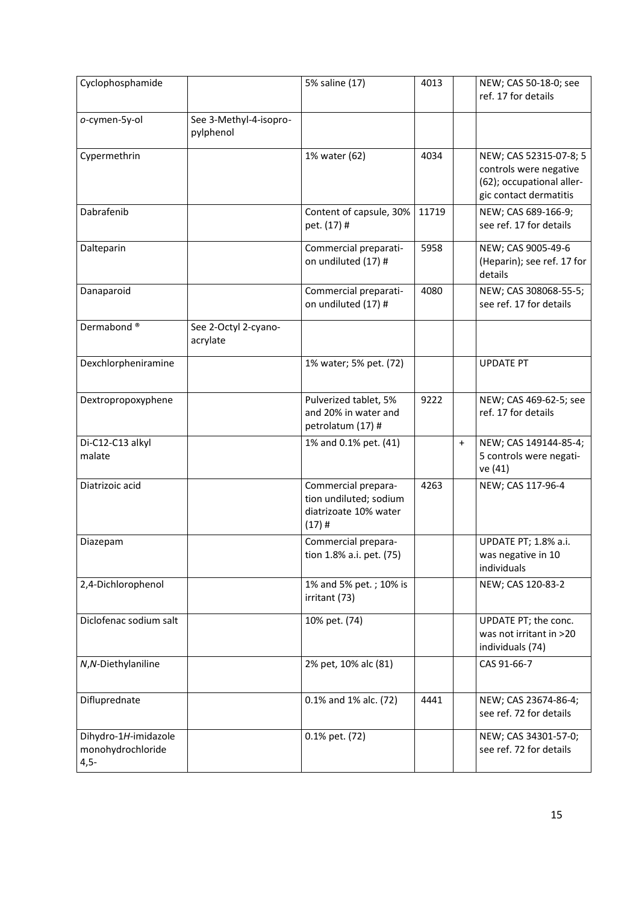| Cyclophosphamide | | 5% saline (17) | 4013 | | NEW; CAS 50-18-0; see ref. 17 for details |
|---|---|---|---|---|---|
| *o*-cymen-5y-ol | See 3-Methyl-4-isopropylphenol | | | | |
| Cypermethrin | | 1% water (62) | 4034 | | NEW; CAS 52315-07-8; 5 controls were negative (62); occupational allergic contact dermatitis |
| Dabrafenib | | Content of capsule, 30% pet. (17) # | 11719 | | NEW; CAS 689-166-9; see ref. 17 for details |
| Dalteparin | | Commercial preparation undiluted (17) # | 5958 | | NEW; CAS 9005-49-6 (Heparin); see ref. 17 for details |
| Danaparoid | | Commercial preparation undiluted (17) # | 4080 | | NEW; CAS 308068-55-5; see ref. 17 for details |
| Dermabond ® | See 2-Octyl 2-cyanoacrylate | | | | |
| Dexchlorpheniramine | | 1% water; 5% pet. (72) | | | UPDATE PT |
| Dextropropoxyphene | | Pulverized tablet, 5% and 20% in water and petrolatum (17) # | 9222 | | NEW; CAS 469-62-5; see ref. 17 for details |
| Di-C12-C13 alkyl malate | | 1% and 0.1% pet. (41) | | + | NEW; CAS 149144-85-4; 5 controls were negative (41) |
| Diatrizoic acid | | Commercial preparation undiluted; sodium diatrizoate 10% water (17) # | 4263 | | NEW; CAS 117-96-4 |
| Diazepam | | Commercial preparation 1.8% a.i. pet. (75) | | | UPDATE PT; 1.8% a.i. was negative in 10 individuals |
| 2,4-Dichlorophenol | | 1% and 5% pet. ; 10% is irritant (73) | | | NEW; CAS 120-83-2 |
| Diclofenac sodium salt | | 10% pet. (74) | | | UPDATE PT; the conc. was not irritant in >20 individuals (74) |
| *N*,*N*-Diethylaniline | | 2% pet, 10% alc (81) | | | CAS 91-66-7 |
| Difluprednate | | 0.1% and 1% alc. (72) | 4441 | | NEW; CAS 23674-86-4; see ref. 72 for details |
| Dihydro-1*H*-imidazole monohydrochloride 4,5- | | 0.1% pet. (72) | | | NEW; CAS 34301-57-0; see ref. 72 for details |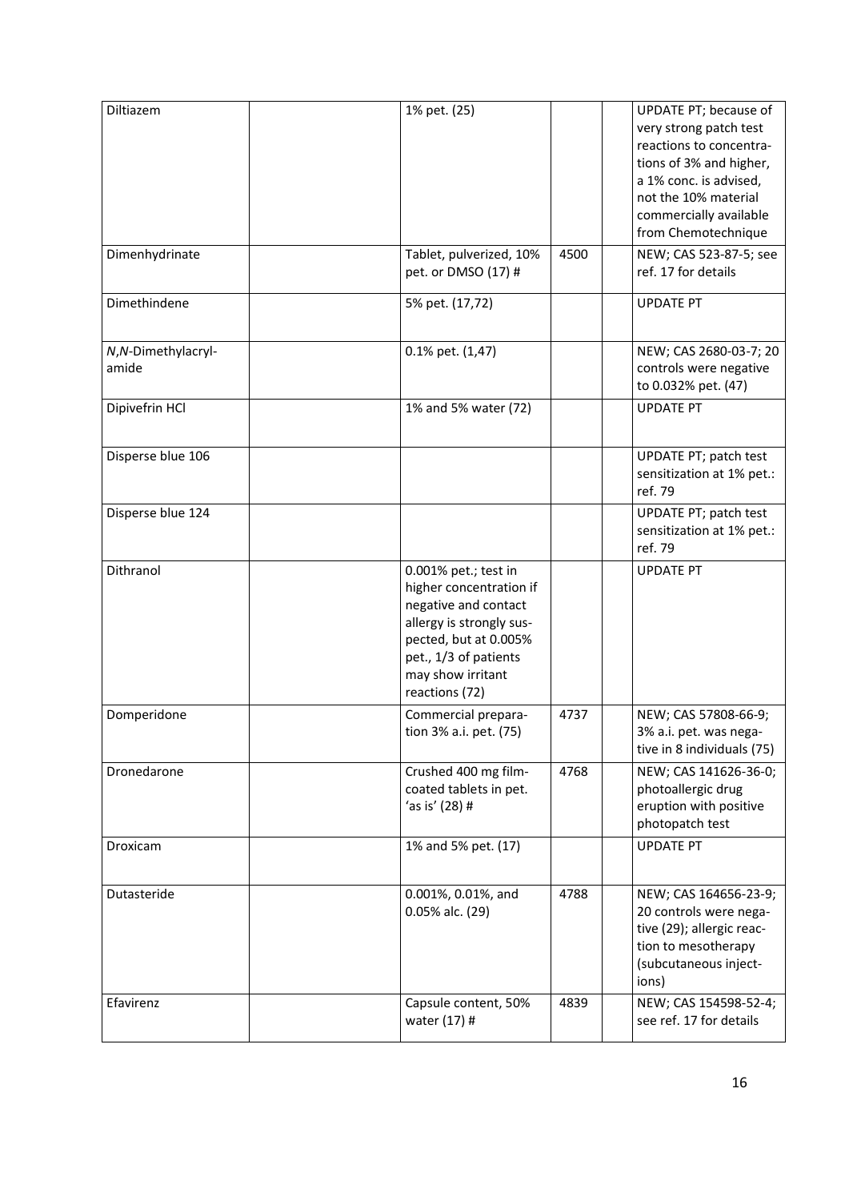| Diltiazem | | 1% pet. (25) | | | UPDATE PT; because of very strong patch test reactions to concentrations of 3% and higher, a 1% conc. is advised, not the 10% material commercially available from Chemotechnique |
|---|---|---|---|---|---|
| Dimenhydrinate | | Tablet, pulverized, 10% pet. or DMSO (17) # | 4500 | | NEW; CAS 523-87-5; see ref. 17 for details |
| Dimethindene | | 5% pet. (17,72) | | | UPDATE PT |
| *N,N*-Dimethylacrylamide | | 0.1% pet. (1,47) | | | NEW; CAS 2680-03-7; 20 controls were negative to 0.032% pet. (47) |
| Dipivefrin HCl | | 1% and 5% water (72) | | | UPDATE PT |
| Disperse blue 106 | | | | | UPDATE PT; patch test sensitization at 1% pet.: ref. 79 |
| Disperse blue 124 | | | | | UPDATE PT; patch test sensitization at 1% pet.: ref. 79 |
| Dithranol | | 0.001% pet.; test in higher concentration if negative and contact allergy is strongly suspected, but at 0.005% pet., 1/3 of patients may show irritant reactions (72) | | | UPDATE PT |
| Domperidone | | Commercial preparation 3% a.i. pet. (75) | 4737 | | NEW; CAS 57808-66-9; 3% a.i. pet. was negative in 8 individuals (75) |
| Dronedarone | | Crushed 400 mg film-coated tablets in pet. 'as is' (28) # | 4768 | | NEW; CAS 141626-36-0; photoallergic drug eruption with positive photopatch test |
| Droxicam | | 1% and 5% pet. (17) | | | UPDATE PT |
| Dutasteride | | 0.001%, 0.01%, and 0.05% alc. (29) | 4788 | | NEW; CAS 164656-23-9; 20 controls were negative (29); allergic reaction to mesotherapy (subcutaneous injections) |
| Efavirenz | | Capsule content, 50% water (17) # | 4839 | | NEW; CAS 154598-52-4; see ref. 17 for details |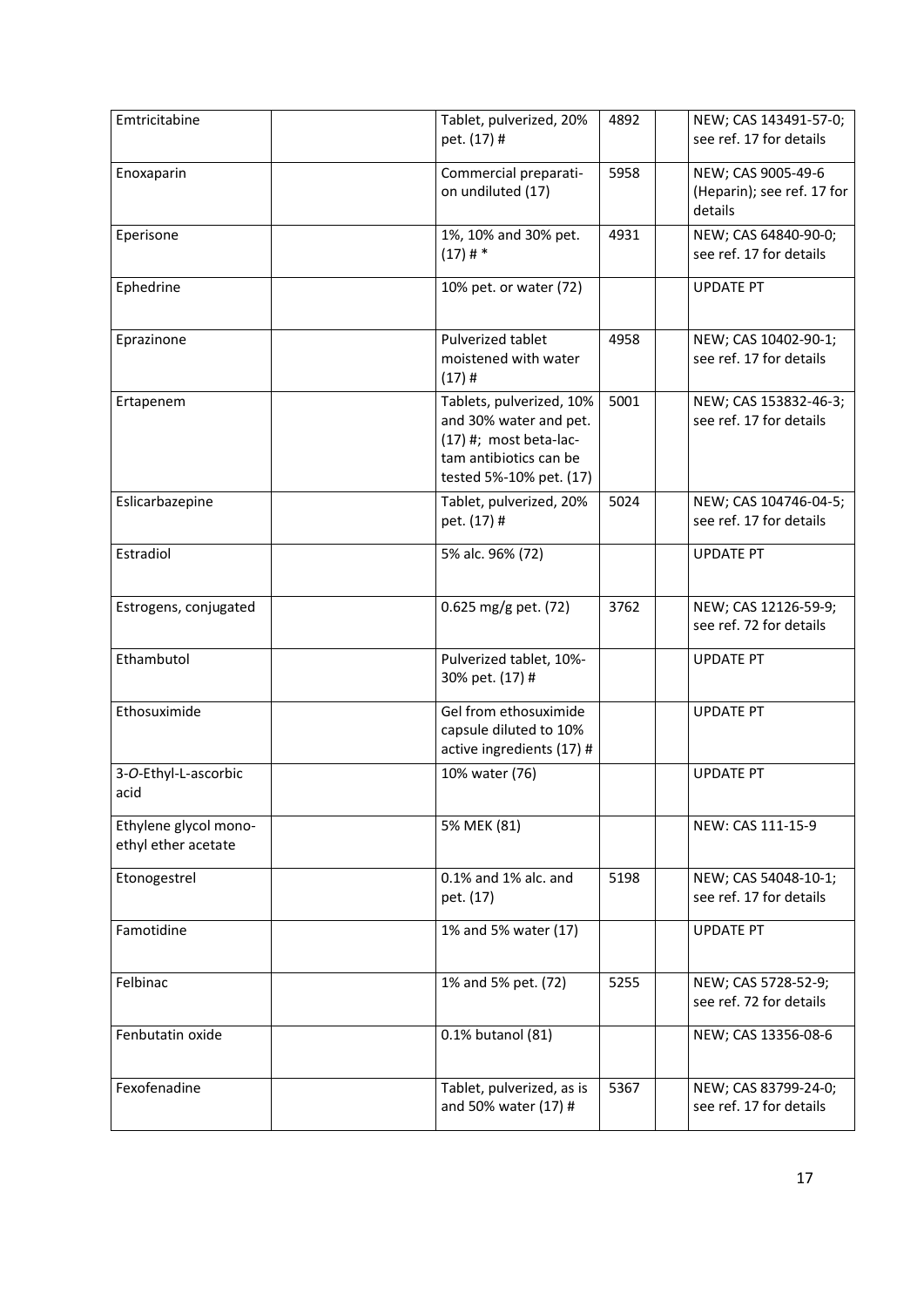| | | | | | |
|---|---|---|---|---|---|
| Emtricitabine | | Tablet, pulverized, 20% pet. (17) # | 4892 | | NEW; CAS 143491-57-0; see ref. 17 for details |
| Enoxaparin | | Commercial preparation undiluted (17) | 5958 | | NEW; CAS 9005-49-6 (Heparin); see ref. 17 for details |
| Eperisone | | 1%, 10% and 30% pet. (17) # * | 4931 | | NEW; CAS 64840-90-0; see ref. 17 for details |
| Ephedrine | | 10% pet. or water (72) | | | UPDATE PT |
| Eprazinone | | Pulverized tablet moistened with water (17) # | 4958 | | NEW; CAS 10402-90-1; see ref. 17 for details |
| Ertapenem | | Tablets, pulverized, 10% and 30% water and pet. (17) #; most beta-lactam antibiotics can be tested 5%-10% pet. (17) | 5001 | | NEW; CAS 153832-46-3; see ref. 17 for details |
| Eslicarbazepine | | Tablet, pulverized, 20% pet. (17) # | 5024 | | NEW; CAS 104746-04-5; see ref. 17 for details |
| Estradiol | | 5% alc. 96% (72) | | | UPDATE PT |
| Estrogens, conjugated | | 0.625 mg/g pet. (72) | 3762 | | NEW; CAS 12126-59-9; see ref. 72 for details |
| Ethambutol | | Pulverized tablet, 10%-30% pet. (17) # | | | UPDATE PT |
| Ethosuximide | | Gel from ethosuximide capsule diluted to 10% active ingredients (17) # | | | UPDATE PT |
| 3-*O*-Ethyl-L-ascorbic acid | | 10% water (76) | | | UPDATE PT |
| Ethylene glycol mono-ethyl ether acetate | | 5% MEK (81) | | | NEW: CAS 111-15-9 |
| Etonogestrel | | 0.1% and 1% alc. and pet. (17) | 5198 | | NEW; CAS 54048-10-1; see ref. 17 for details |
| Famotidine | | 1% and 5% water (17) | | | UPDATE PT |
| Felbinac | | 1% and 5% pet. (72) | 5255 | | NEW; CAS 5728-52-9; see ref. 72 for details |
| Fenbutatin oxide | | 0.1% butanol (81) | | | NEW; CAS 13356-08-6 |
| Fexofenadine | | Tablet, pulverized, as is and 50% water (17) # | 5367 | | NEW; CAS 83799-24-0; see ref. 17 for details |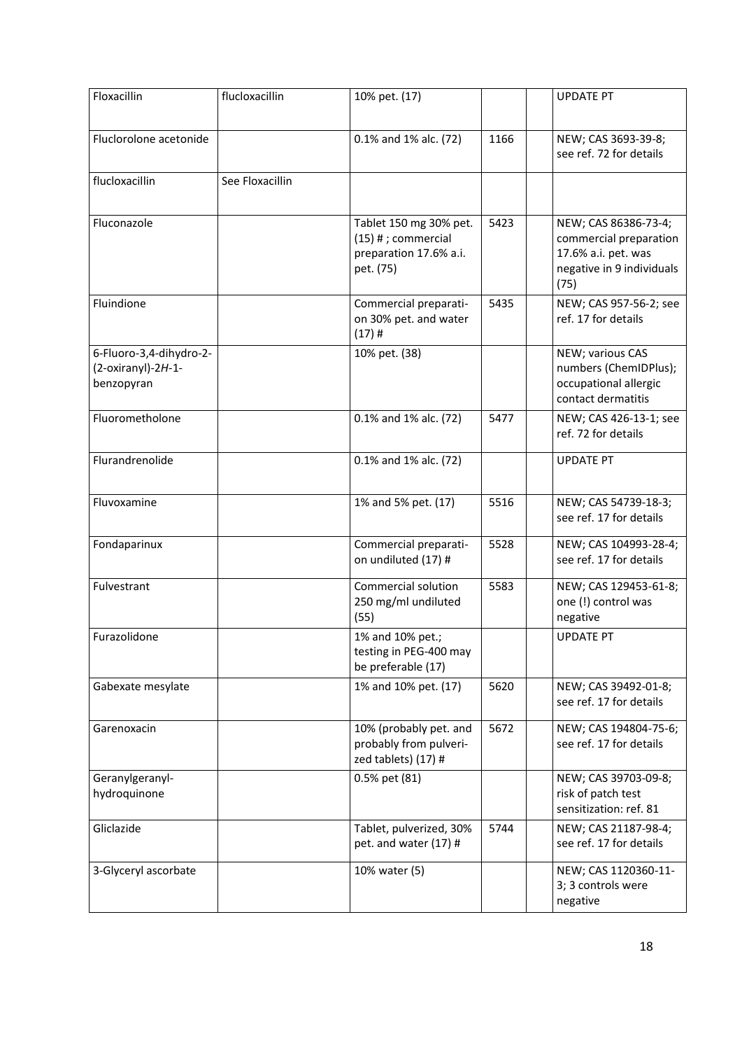| Floxacillin | flucloxacillin | 10% pet. (17) | | | UPDATE PT |
|---|---|---|---|---|---|
| Fluclorolone acetonide | | 0.1% and 1% alc. (72) | 1166 | | NEW; CAS 3693-39-8; see ref. 72 for details |
| flucloxacillin | See Floxacillin | | | | |
| Fluconazole | | Tablet 150 mg 30% pet. (15) # ; commercial preparation 17.6% a.i. pet. (75) | 5423 | | NEW; CAS 86386-73-4; commercial preparation 17.6% a.i. pet. was negative in 9 individuals (75) |
| Fluindione | | Commercial preparation 30% pet. and water (17) # | 5435 | | NEW; CAS 957-56-2; see ref. 17 for details |
| 6-Fluoro-3,4-dihydro-2-(2-oxiranyl)-2*H*-1-benzopyran | | 10% pet. (38) | | | NEW; various CAS numbers (ChemIDPlus); occupational allergic contact dermatitis |
| Fluorometholone | | 0.1% and 1% alc. (72) | 5477 | | NEW; CAS 426-13-1; see ref. 72 for details |
| Flurandrenolide | | 0.1% and 1% alc. (72) | | | UPDATE PT |
| Fluvoxamine | | 1% and 5% pet. (17) | 5516 | | NEW; CAS 54739-18-3; see ref. 17 for details |
| Fondaparinux | | Commercial preparation undiluted (17) # | 5528 | | NEW; CAS 104993-28-4; see ref. 17 for details |
| Fulvestrant | | Commercial solution 250 mg/ml undiluted (55) | 5583 | | NEW; CAS 129453-61-8; one (!) control was negative |
| Furazolidone | | 1% and 10% pet.; testing in PEG-400 may be preferable (17) | | | UPDATE PT |
| Gabexate mesylate | | 1% and 10% pet. (17) | 5620 | | NEW; CAS 39492-01-8; see ref. 17 for details |
| Garenoxacin | | 10% (probably pet. and probably from pulverized tablets) (17) # | 5672 | | NEW; CAS 194804-75-6; see ref. 17 for details |
| Geranylgeranyl-hydroquinone | | 0.5% pet (81) | | | NEW; CAS 39703-09-8; risk of patch test sensitization: ref. 81 |
| Gliclazide | | Tablet, pulverized, 30% pet. and water (17) # | 5744 | | NEW; CAS 21187-98-4; see ref. 17 for details |
| 3-Glyceryl ascorbate | | 10% water (5) | | | NEW; CAS 1120360-11-3; 3 controls were negative |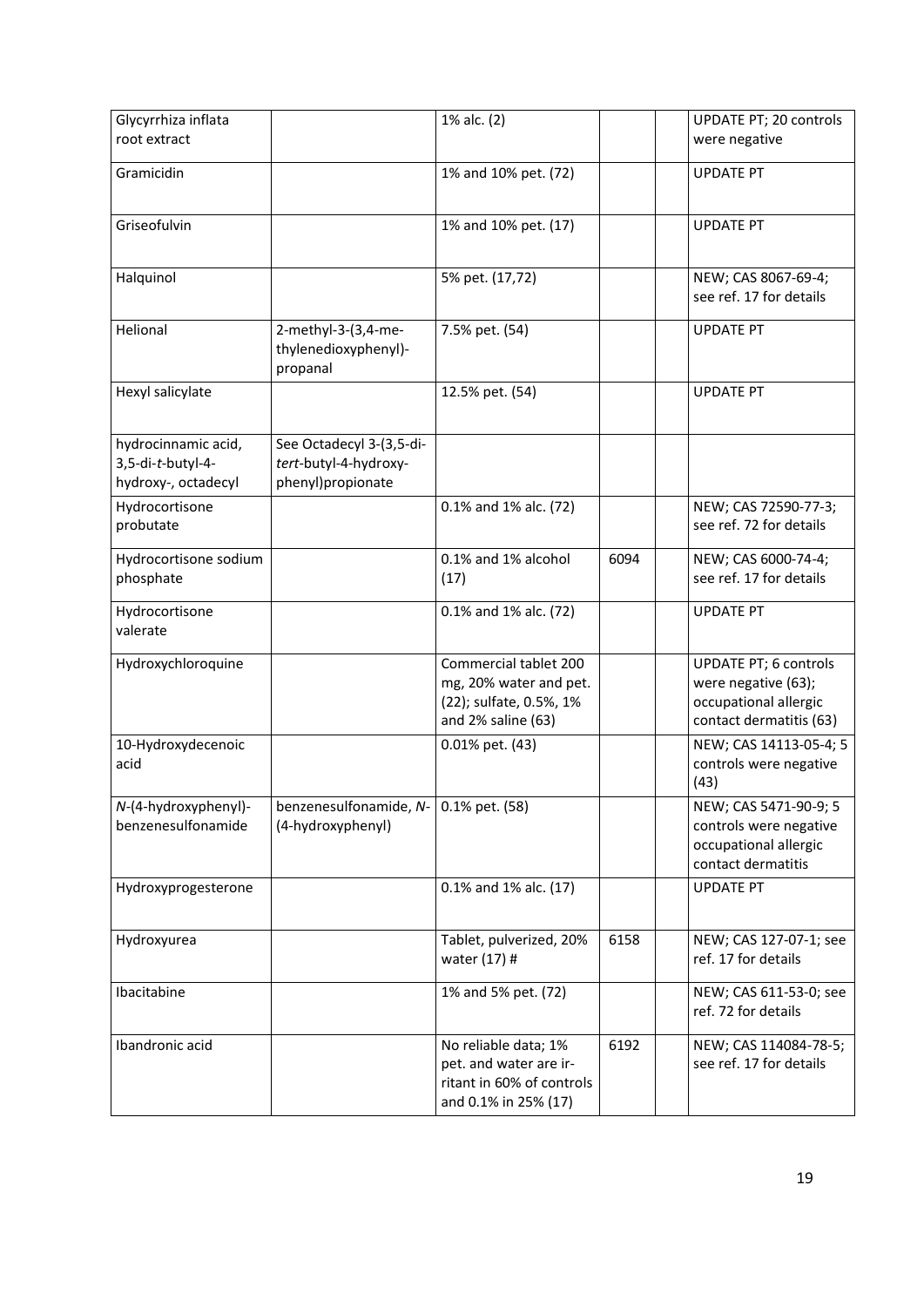| | | | | | |
|---|---|---|---|---|---|
| Glycyrrhiza inflata root extract | | 1% alc. (2) | | | UPDATE PT; 20 controls were negative |
| Gramicidin | | 1% and 10% pet. (72) | | | UPDATE PT |
| Griseofulvin | | 1% and 10% pet. (17) | | | UPDATE PT |
| Halquinol | | 5% pet. (17,72) | | | NEW; CAS 8067-69-4; see ref. 17 for details |
| Helional | 2-methyl-3-(3,4-methylenedioxyphenyl)-propanal | 7.5% pet. (54) | | | UPDATE PT |
| Hexyl salicylate | | 12.5% pet. (54) | | | UPDATE PT |
| hydrocinnamic acid, 3,5-di-*t*-butyl-4-hydroxy-, octadecyl | See Octadecyl 3-(3,5-di-*tert*-butyl-4-hydroxyphenyl)propionate | | | | |
| Hydrocortisone probutate | | 0.1% and 1% alc. (72) | | | NEW; CAS 72590-77-3; see ref. 72 for details |
| Hydrocortisone sodium phosphate | | 0.1% and 1% alcohol (17) | 6094 | | NEW; CAS 6000-74-4; see ref. 17 for details |
| Hydrocortisone valerate | | 0.1% and 1% alc. (72) | | | UPDATE PT |
| Hydroxychloroquine | | Commercial tablet 200 mg, 20% water and pet. (22); sulfate, 0.5%, 1% and 2% saline (63) | | | UPDATE PT; 6 controls were negative (63); occupational allergic contact dermatitis (63) |
| 10-Hydroxydecenoic acid | | 0.01% pet. (43) | | | NEW; CAS 14113-05-4; 5 controls were negative (43) |
| *N*-(4-hydroxyphenyl)-benzenesulfonamide | benzenesulfonamide, *N*-(4-hydroxyphenyl) | 0.1% pet. (58) | | | NEW; CAS 5471-90-9; 5 controls were negative occupational allergic contact dermatitis |
| Hydroxyprogesterone | | 0.1% and 1% alc. (17) | | | UPDATE PT |
| Hydroxyurea | | Tablet, pulverized, 20% water (17) # | 6158 | | NEW; CAS 127-07-1; see ref. 17 for details |
| Ibacitabine | | 1% and 5% pet. (72) | | | NEW; CAS 611-53-0; see ref. 72 for details |
| Ibandronic acid | | No reliable data; 1% pet. and water are irritant in 60% of controls and 0.1% in 25% (17) | 6192 | | NEW; CAS 114084-78-5; see ref. 17 for details |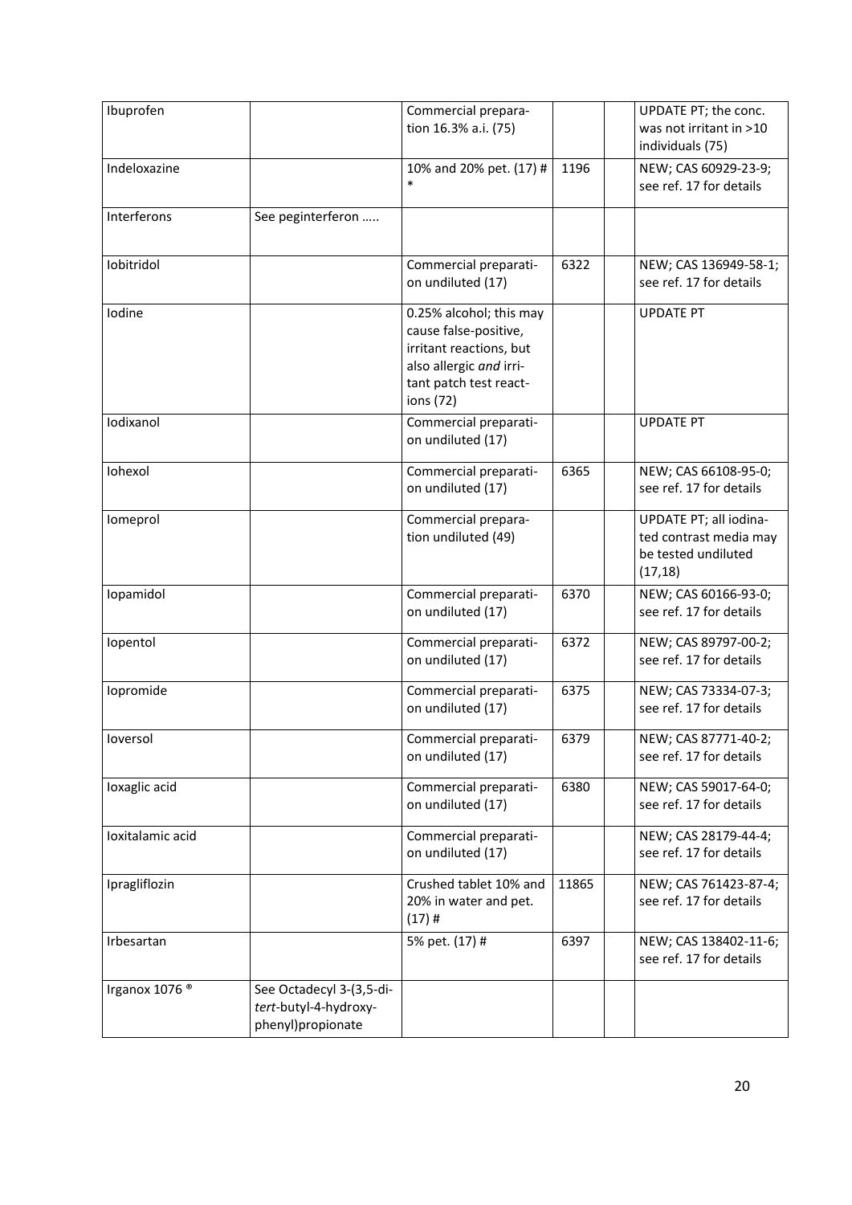| Ibuprofen | | Commercial preparation 16.3% a.i. (75) | | | UPDATE PT; the conc. was not irritant in >10 individuals (75) |
|---|---|---|---|---|---|
| Indeloxazine | | 10% and 20% pet. (17) # * | 1196 | | NEW; CAS 60929-23-9; see ref. 17 for details |
| Interferons | See peginterferon ….. | | | | |
| Iobitridol | | Commercial preparation undiluted (17) | 6322 | | NEW; CAS 136949-58-1; see ref. 17 for details |
| Iodine | | 0.25% alcohol; this may cause false-positive, irritant reactions, but also allergic *and* irritant patch test reactions (72) | | | UPDATE PT |
| Iodixanol | | Commercial preparation undiluted (17) | | | UPDATE PT |
| Iohexol | | Commercial preparation undiluted (17) | 6365 | | NEW; CAS 66108-95-0; see ref. 17 for details |
| Iomeprol | | Commercial preparation undiluted (49) | | | UPDATE PT; all iodinated contrast media may be tested undiluted (17,18) |
| Iopamidol | | Commercial preparation undiluted (17) | 6370 | | NEW; CAS 60166-93-0; see ref. 17 for details |
| Iopentol | | Commercial preparation undiluted (17) | 6372 | | NEW; CAS 89797-00-2; see ref. 17 for details |
| Iopromide | | Commercial preparation undiluted (17) | 6375 | | NEW; CAS 73334-07-3; see ref. 17 for details |
| Ioversol | | Commercial preparation undiluted (17) | 6379 | | NEW; CAS 87771-40-2; see ref. 17 for details |
| Ioxaglic acid | | Commercial preparation undiluted (17) | 6380 | | NEW; CAS 59017-64-0; see ref. 17 for details |
| Ioxitalamic acid | | Commercial preparation undiluted (17) | | | NEW; CAS 28179-44-4; see ref. 17 for details |
| Ipragliflozin | | Crushed tablet 10% and 20% in water and pet. (17) # | 11865 | | NEW; CAS 761423-87-4; see ref. 17 for details |
| Irbesartan | | 5% pet. (17) # | 6397 | | NEW; CAS 138402-11-6; see ref. 17 for details |
| Irganox 1076 ® | See Octadecyl 3-(3,5-di-*tert*-butyl-4-hydroxyphenyl)propionate | | | | |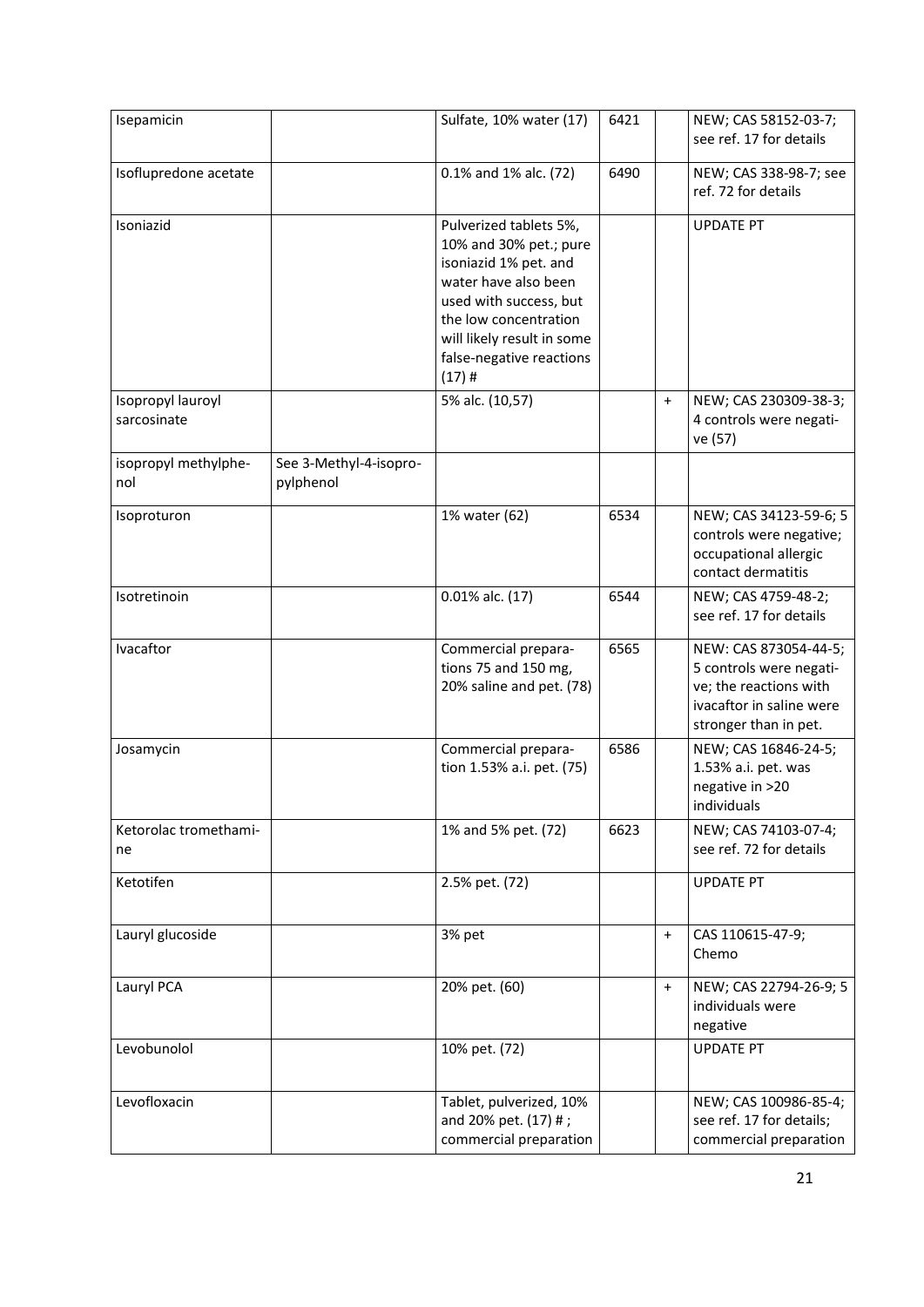| Isepamicin | | Sulfate, 10% water (17) | 6421 | | NEW; CAS 58152-03-7; see ref. 17 for details |
|---|---|---|---|---|---|
| Isoflupredone acetate | | 0.1% and 1% alc. (72) | 6490 | | NEW; CAS 338-98-7; see ref. 72 for details |
| Isoniazid | | Pulverized tablets 5%, 10% and 30% pet.; pure isoniazid 1% pet. and water have also been used with success, but the low concentration will likely result in some false-negative reactions (17) # | | | UPDATE PT |
| Isopropyl lauroyl sarcosinate | | 5% alc. (10,57) | | + | NEW; CAS 230309-38-3; 4 controls were negative (57) |
| isopropyl methylphenol | See 3-Methyl-4-isopropylphenol | | | | |
| Isoproturon | | 1% water (62) | 6534 | | NEW; CAS 34123-59-6; 5 controls were negative; occupational allergic contact dermatitis |
| Isotretinoin | | 0.01% alc. (17) | 6544 | | NEW; CAS 4759-48-2; see ref. 17 for details |
| Ivacaftor | | Commercial preparations 75 and 150 mg, 20% saline and pet. (78) | 6565 | | NEW: CAS 873054-44-5; 5 controls were negative; the reactions with ivacaftor in saline were stronger than in pet. |
| Josamycin | | Commercial preparation 1.53% a.i. pet. (75) | 6586 | | NEW; CAS 16846-24-5; 1.53% a.i. pet. was negative in >20 individuals |
| Ketorolac tromethamine | | 1% and 5% pet. (72) | 6623 | | NEW; CAS 74103-07-4; see ref. 72 for details |
| Ketotifen | | 2.5% pet. (72) | | | UPDATE PT |
| Lauryl glucoside | | 3% pet | | + | CAS 110615-47-9; Chemo |
| Lauryl PCA | | 20% pet. (60) | | + | NEW; CAS 22794-26-9; 5 individuals were negative |
| Levobunolol | | 10% pet. (72) | | | UPDATE PT |
| Levofloxacin | | Tablet, pulverized, 10% and 20% pet. (17) # ; commercial preparation | | | NEW; CAS 100986-85-4; see ref. 17 for details; commercial preparation |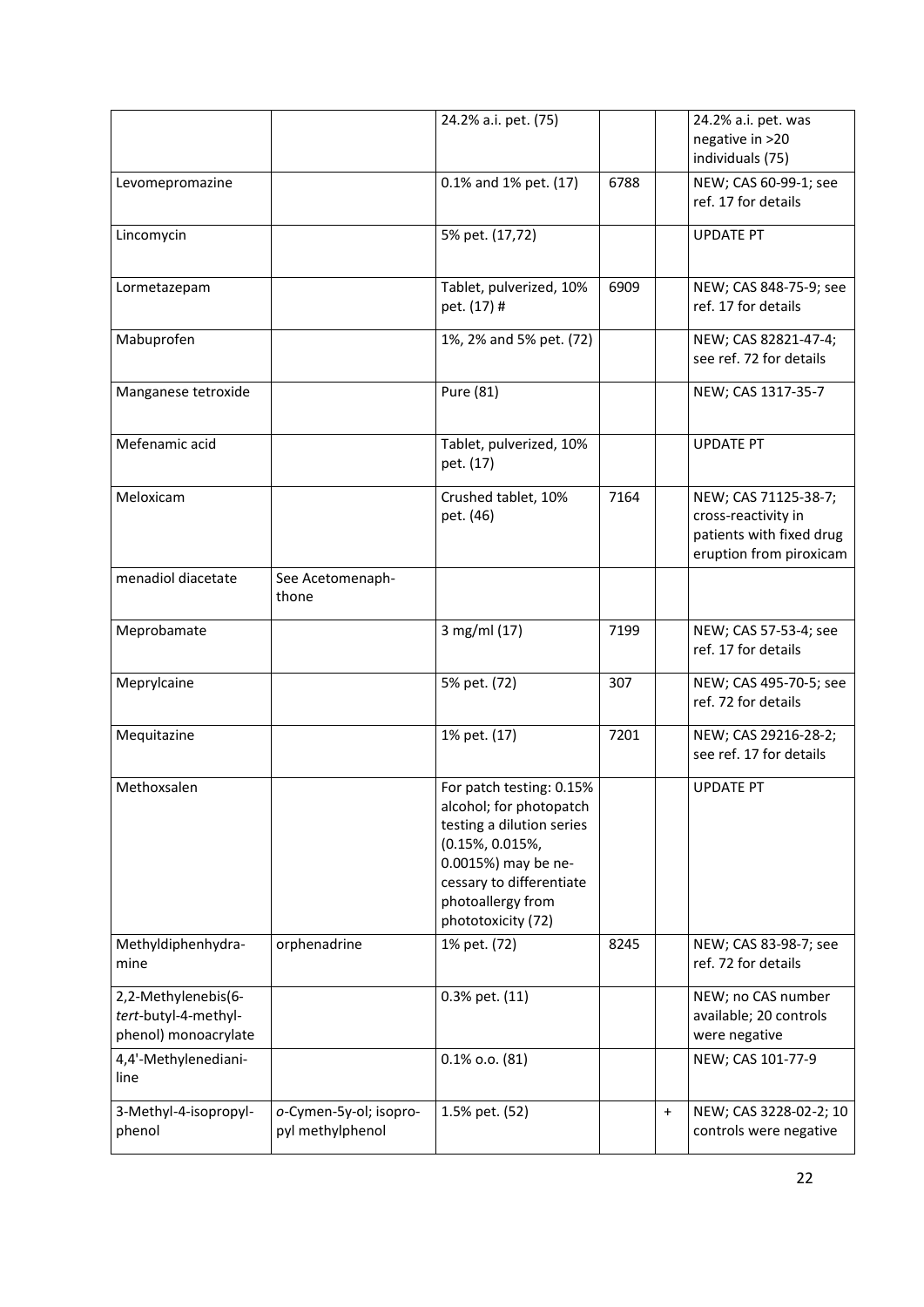|  |  | 24.2% a.i. pet. (75) |  |  | 24.2% a.i. pet. was negative in >20 individuals (75) |
| --- | --- | --- | --- | --- | --- |
| Levomepromazine |  | 0.1% and 1% pet. (17) | 6788 |  | NEW; CAS 60-99-1; see ref. 17 for details |
| Lincomycin |  | 5% pet. (17,72) |  |  | UPDATE PT |
| Lormetazepam |  | Tablet, pulverized, 10% pet. (17) # | 6909 |  | NEW; CAS 848-75-9; see ref. 17 for details |
| Mabuprofen |  | 1%, 2% and 5% pet. (72) |  |  | NEW; CAS 82821-47-4; see ref. 72 for details |
| Manganese tetroxide |  | Pure (81) |  |  | NEW; CAS 1317-35-7 |
| Mefenamic acid |  | Tablet, pulverized, 10% pet. (17) |  |  | UPDATE PT |
| Meloxicam |  | Crushed tablet, 10% pet. (46) | 7164 |  | NEW; CAS 71125-38-7; cross-reactivity in patients with fixed drug eruption from piroxicam |
| menadiol diacetate | See Acetomenaph-thone |  |  |  |  |
| Meprobamate |  | 3 mg/ml (17) | 7199 |  | NEW; CAS 57-53-4; see ref. 17 for details |
| Meprylcaine |  | 5% pet. (72) | 307 |  | NEW; CAS 495-70-5; see ref. 72 for details |
| Mequitazine |  | 1% pet. (17) | 7201 |  | NEW; CAS 29216-28-2; see ref. 17 for details |
| Methoxsalen |  | For patch testing: 0.15% alcohol; for photopatch testing a dilution series (0.15%, 0.015%, 0.0015%) may be ne-cessary to differentiate photoallergy from phototoxicity (72) |  |  | UPDATE PT |
| Methyldiphenhydra-mine | orphenadrine | 1% pet. (72) | 8245 |  | NEW; CAS 83-98-7; see ref. 72 for details |
| 2,2-Methylenebis(6-*tert*-butyl-4-methyl-phenol) monoacrylate |  | 0.3% pet. (11) |  |  | NEW; no CAS number available; 20 controls were negative |
| 4,4'-Methylenediani-line |  | 0.1% o.o. (81) |  |  | NEW; CAS 101-77-9 |
| 3-Methyl-4-isopropyl-phenol | *o*-Cymen-5y-ol; isopro-pyl methylphenol | 1.5% pet. (52) |  | + | NEW; CAS 3228-02-2; 10 controls were negative |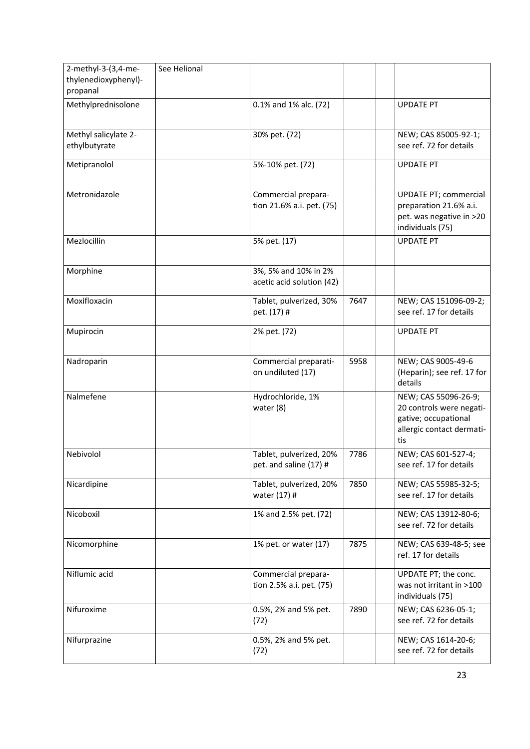| 2-methyl-3-(3,4-methylenedioxyphenyl)-propanal | See Helional | | | | |
|---|---|---|---|---|---|
| Methylprednisolone | | 0.1% and 1% alc. (72) | | | UPDATE PT |
| Methyl salicylate 2-ethylbutyrate | | 30% pet. (72) | | | NEW; CAS 85005-92-1; see ref. 72 for details |
| Metipranolol | | 5%-10% pet. (72) | | | UPDATE PT |
| Metronidazole | | Commercial preparation 21.6% a.i. pet. (75) | | | UPDATE PT; commercial preparation 21.6% a.i. pet. was negative in >20 individuals (75) |
| Mezlocillin | | 5% pet. (17) | | | UPDATE PT |
| Morphine | | 3%, 5% and 10% in 2% acetic acid solution (42) | | | |
| Moxifloxacin | | Tablet, pulverized, 30% pet. (17) # | 7647 | | NEW; CAS 151096-09-2; see ref. 17 for details |
| Mupirocin | | 2% pet. (72) | | | UPDATE PT |
| Nadroparin | | Commercial preparation undiluted (17) | 5958 | | NEW; CAS 9005-49-6 (Heparin); see ref. 17 for details |
| Nalmefene | | Hydrochloride, 1% water (8) | | | NEW; CAS 55096-26-9; 20 controls were negative; occupational allergic contact dermatitis |
| Nebivolol | | Tablet, pulverized, 20% pet. and saline (17) # | 7786 | | NEW; CAS 601-527-4; see ref. 17 for details |
| Nicardipine | | Tablet, pulverized, 20% water (17) # | 7850 | | NEW; CAS 55985-32-5; see ref. 17 for details |
| Nicoboxil | | 1% and 2.5% pet. (72) | | | NEW; CAS 13912-80-6; see ref. 72 for details |
| Nicomorphine | | 1% pet. or water (17) | 7875 | | NEW; CAS 639-48-5; see ref. 17 for details |
| Niflumic acid | | Commercial preparation 2.5% a.i. pet. (75) | | | UPDATE PT; the conc. was not irritant in >100 individuals (75) |
| Nifuroxime | | 0.5%, 2% and 5% pet. (72) | 7890 | | NEW; CAS 6236-05-1; see ref. 72 for details |
| Nifurprazine | | 0.5%, 2% and 5% pet. (72) | | | NEW; CAS 1614-20-6; see ref. 72 for details |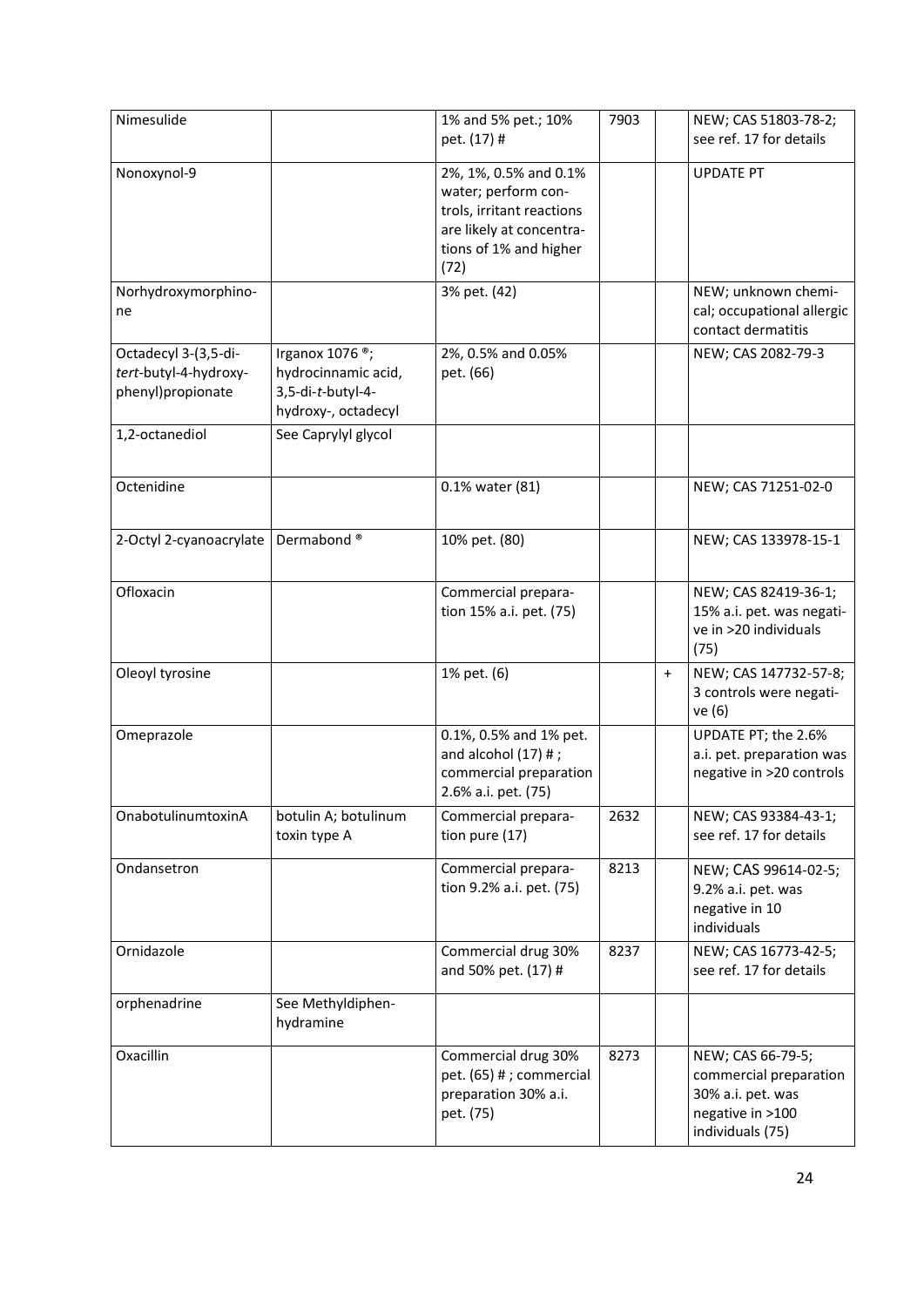| Nimesulide | | 1% and 5% pet.; 10% pet. (17) # | 7903 | | NEW; CAS 51803-78-2; see ref. 17 for details |
|---|---|---|---|---|---|
| Nonoxynol-9 | | 2%, 1%, 0.5% and 0.1% water; perform controls, irritant reactions are likely at concentrations of 1% and higher (72) | | | UPDATE PT |
| Norhydroxymorphinone | | 3% pet. (42) | | | NEW; unknown chemical; occupational allergic contact dermatitis |
| Octadecyl 3-(3,5-di-*tert*-butyl-4-hydroxyphenyl)propionate | Irganox 1076 ®; hydrocinnamic acid, 3,5-di-*t*-butyl-4-hydroxy-, octadecyl | 2%, 0.5% and 0.05% pet. (66) | | | NEW; CAS 2082-79-3 |
| 1,2-octanediol | See Caprylyl glycol | | | | |
| Octenidine | | 0.1% water (81) | | | NEW; CAS 71251-02-0 |
| 2-Octyl 2-cyanoacrylate | Dermabond ® | 10% pet. (80) | | | NEW; CAS 133978-15-1 |
| Ofloxacin | | Commercial preparation 15% a.i. pet. (75) | | | NEW; CAS 82419-36-1; 15% a.i. pet. was negative in >20 individuals (75) |
| Oleoyl tyrosine | | 1% pet. (6) | | + | NEW; CAS 147732-57-8; 3 controls were negative (6) |
| Omeprazole | | 0.1%, 0.5% and 1% pet. and alcohol (17) # ; commercial preparation 2.6% a.i. pet. (75) | | | UPDATE PT; the 2.6% a.i. pet. preparation was negative in >20 controls |
| OnabotulinumtoxinA | botulin A; botulinum toxin type A | Commercial preparation pure (17) | 2632 | | NEW; CAS 93384-43-1; see ref. 17 for details |
| Ondansetron | | Commercial preparation 9.2% a.i. pet. (75) | 8213 | | NEW; CAS 99614-02-5; 9.2% a.i. pet. was negative in 10 individuals |
| Ornidazole | | Commercial drug 30% and 50% pet. (17) # | 8237 | | NEW; CAS 16773-42-5; see ref. 17 for details |
| orphenadrine | See Methyldiphenhydramine | | | | |
| Oxacillin | | Commercial drug 30% pet. (65) # ; commercial preparation 30% a.i. pet. (75) | 8273 | | NEW; CAS 66-79-5; commercial preparation 30% a.i. pet. was negative in >100 individuals (75) |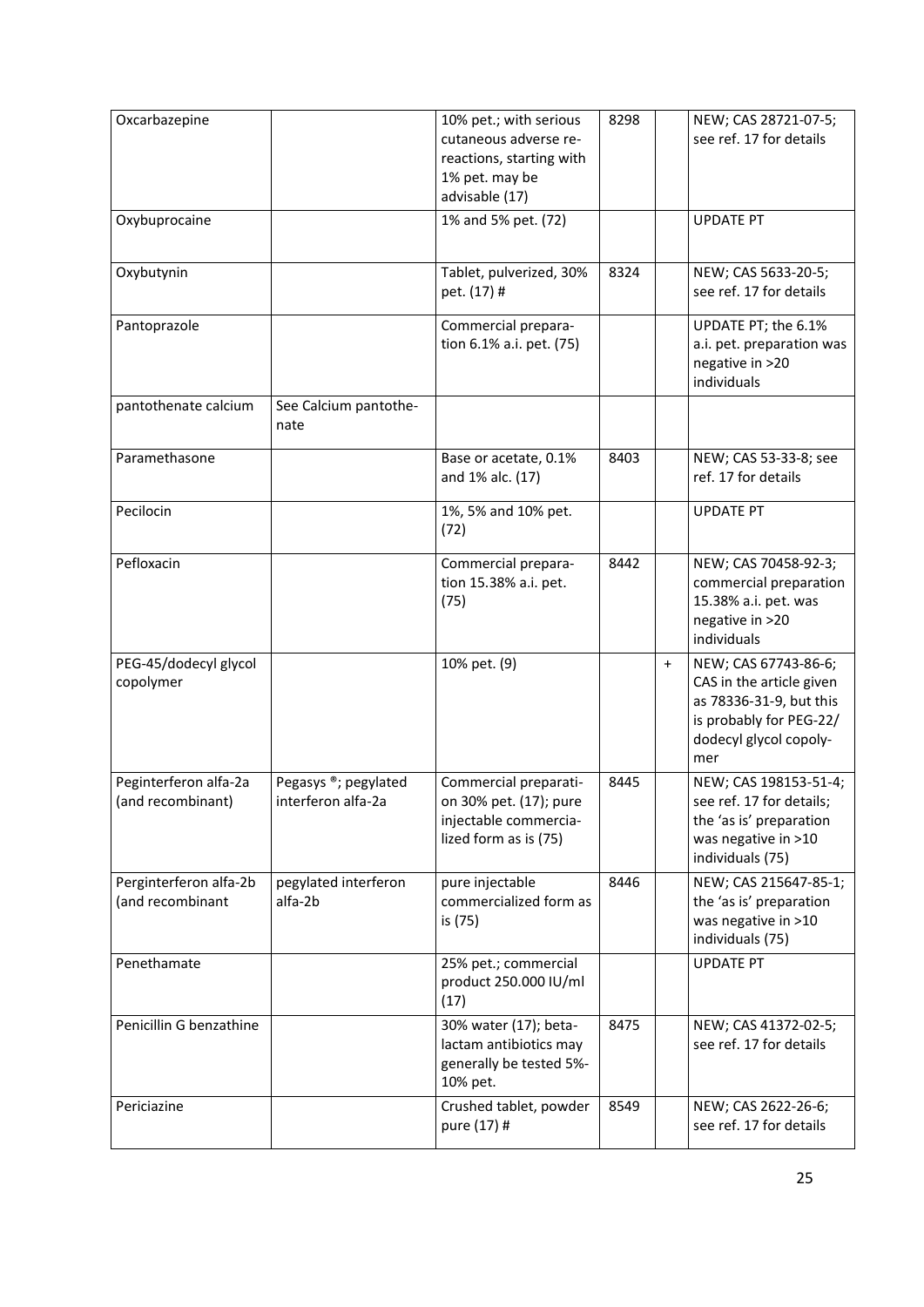| Oxcarbazepine | | 10% pet.; with serious cutaneous adverse re-reactions, starting with 1% pet. may be advisable (17) | 8298 | | NEW; CAS 28721-07-5; see ref. 17 for details |
|---|---|---|---|---|---|
| Oxybuprocaine | | 1% and 5% pet. (72) | | | UPDATE PT |
| Oxybutynin | | Tablet, pulverized, 30% pet. (17) # | 8324 | | NEW; CAS 5633-20-5; see ref. 17 for details |
| Pantoprazole | | Commercial preparation 6.1% a.i. pet. (75) | | | UPDATE PT; the 6.1% a.i. pet. preparation was negative in >20 individuals |
| pantothenate calcium | See Calcium pantothenate | | | | |
| Paramethasone | | Base or acetate, 0.1% and 1% alc. (17) | 8403 | | NEW; CAS 53-33-8; see ref. 17 for details |
| Pecilocin | | 1%, 5% and 10% pet. (72) | | | UPDATE PT |
| Pefloxacin | | Commercial preparation 15.38% a.i. pet. (75) | 8442 | | NEW; CAS 70458-92-3; commercial preparation 15.38% a.i. pet. was negative in >20 individuals |
| PEG-45/dodecyl glycol copolymer | | 10% pet. (9) | | + | NEW; CAS 67743-86-6; CAS in the article given as 78336-31-9, but this is probably for PEG-22/ dodecyl glycol copolymer |
| Peginterferon alfa-2a (and recombinant) | Pegasys ®; pegylated interferon alfa-2a | Commercial preparation on 30% pet. (17); pure injectable commercialized form as is (75) | 8445 | | NEW; CAS 198153-51-4; see ref. 17 for details; the 'as is' preparation was negative in >10 individuals (75) |
| Perginterferon alfa-2b (and recombinant | pegylated interferon alfa-2b | pure injectable commercialized form as is (75) | 8446 | | NEW; CAS 215647-85-1; the 'as is' preparation was negative in >10 individuals (75) |
| Penethamate | | 25% pet.; commercial product 250.000 IU/ml (17) | | | UPDATE PT |
| Penicillin G benzathine | | 30% water (17); beta-lactam antibiotics may generally be tested 5%-10% pet. | 8475 | | NEW; CAS 41372-02-5; see ref. 17 for details |
| Periciazine | | Crushed tablet, powder pure (17) # | 8549 | | NEW; CAS 2622-26-6; see ref. 17 for details |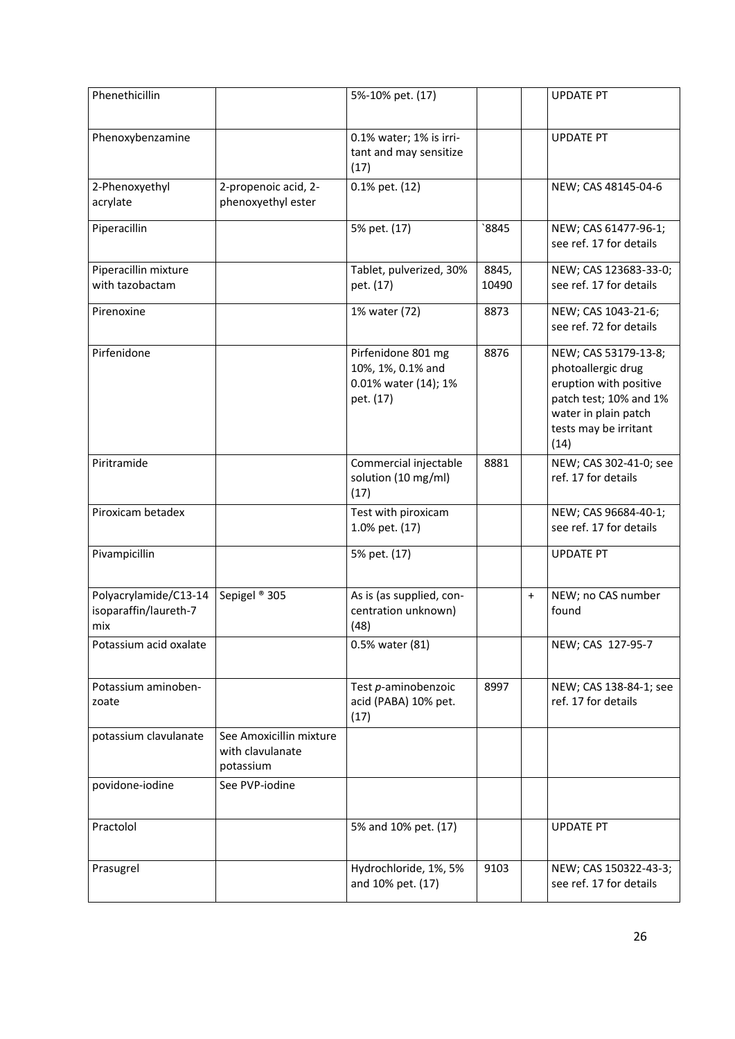| Phenethicillin | | 5%-10% pet. (17) | | | UPDATE PT |
|---|---|---|---|---|---|
| Phenoxybenzamine | | 0.1% water; 1% is irritant and may sensitize (17) | | | UPDATE PT |
| 2-Phenoxyethyl acrylate | 2-propenoic acid, 2-phenoxyethyl ester | 0.1% pet. (12) | | | NEW; CAS 48145-04-6 |
| Piperacillin | | 5% pet. (17) | `8845 | | NEW; CAS 61477-96-1; see ref. 17 for details |
| Piperacillin mixture with tazobactam | | Tablet, pulverized, 30% pet. (17) | 8845, 10490 | | NEW; CAS 123683-33-0; see ref. 17 for details |
| Pirenoxine | | 1% water (72) | 8873 | | NEW; CAS 1043-21-6; see ref. 72 for details |
| Pirfenidone | | Pirfenidone 801 mg 10%, 1%, 0.1% and 0.01% water (14); 1% pet. (17) | 8876 | | NEW; CAS 53179-13-8; photoallergic drug eruption with positive patch test; 10% and 1% water in plain patch tests may be irritant (14) |
| Piritramide | | Commercial injectable solution (10 mg/ml) (17) | 8881 | | NEW; CAS 302-41-0; see ref. 17 for details |
| Piroxicam betadex | | Test with piroxicam 1.0% pet. (17) | | | NEW; CAS 96684-40-1; see ref. 17 for details |
| Pivampicillin | | 5% pet. (17) | | | UPDATE PT |
| Polyacrylamide/C13-14 isoparaffin/laureth-7 mix | Sepigel ® 305 | As is (as supplied, concentration unknown) (48) | | + | NEW; no CAS number found |
| Potassium acid oxalate | | 0.5% water (81) | | | NEW; CAS 127-95-7 |
| Potassium aminobenzoate | | Test *p*-aminobenzoic acid (PABA) 10% pet. (17) | 8997 | | NEW; CAS 138-84-1; see ref. 17 for details |
| potassium clavulanate | See Amoxicillin mixture with clavulanate potassium | | | | |
| povidone-iodine | See PVP-iodine | | | | |
| Practolol | | 5% and 10% pet. (17) | | | UPDATE PT |
| Prasugrel | | Hydrochloride, 1%, 5% and 10% pet. (17) | 9103 | | NEW; CAS 150322-43-3; see ref. 17 for details |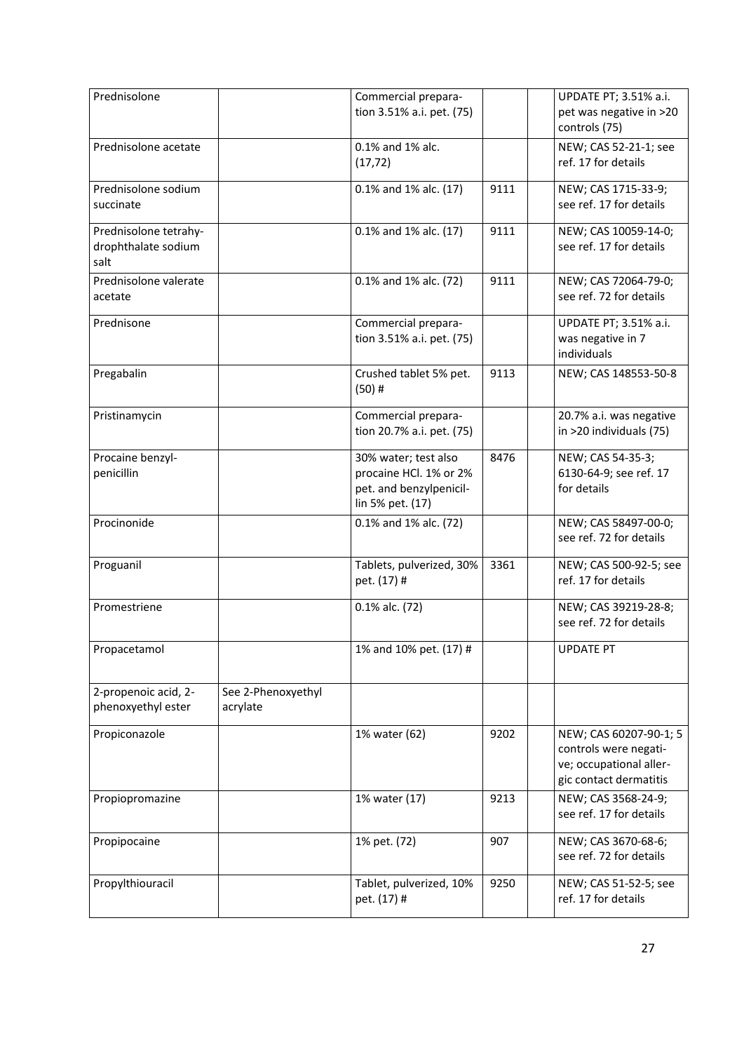| Prednisolone | | Commercial preparation 3.51% a.i. pet. (75) | | | UPDATE PT; 3.51% a.i. pet was negative in >20 controls (75) |
|---|---|---|---|---|---|
| Prednisolone acetate | | 0.1% and 1% alc. (17,72) | | | NEW; CAS 52-21-1; see ref. 17 for details |
| Prednisolone sodium succinate | | 0.1% and 1% alc. (17) | 9111 | | NEW; CAS 1715-33-9; see ref. 17 for details |
| Prednisolone tetrahydrophthalate sodium salt | | 0.1% and 1% alc. (17) | 9111 | | NEW; CAS 10059-14-0; see ref. 17 for details |
| Prednisolone valerate acetate | | 0.1% and 1% alc. (72) | 9111 | | NEW; CAS 72064-79-0; see ref. 72 for details |
| Prednisone | | Commercial preparation 3.51% a.i. pet. (75) | | | UPDATE PT; 3.51% a.i. was negative in 7 individuals |
| Pregabalin | | Crushed tablet 5% pet. (50) # | 9113 | | NEW; CAS 148553-50-8 |
| Pristinamycin | | Commercial preparation 20.7% a.i. pet. (75) | | | 20.7% a.i. was negative in >20 individuals (75) |
| Procaine benzylpenicillin | | 30% water; test also procaine HCl. 1% or 2% pet. and benzylpenicillin 5% pet. (17) | 8476 | | NEW; CAS 54-35-3; 6130-64-9; see ref. 17 for details |
| Procinonide | | 0.1% and 1% alc. (72) | | | NEW; CAS 58497-00-0; see ref. 72 for details |
| Proguanil | | Tablets, pulverized, 30% pet. (17) # | 3361 | | NEW; CAS 500-92-5; see ref. 17 for details |
| Promestriene | | 0.1% alc. (72) | | | NEW; CAS 39219-28-8; see ref. 72 for details |
| Propacetamol | | 1% and 10% pet. (17) # | | | UPDATE PT |
| 2-propenoic acid, 2-phenoxyethyl ester | See 2-Phenoxyethyl acrylate | | | | |
| Propiconazole | | 1% water (62) | 9202 | | NEW; CAS 60207-90-1; 5 controls were negative; occupational allergic contact dermatitis |
| Propiopromazine | | 1% water (17) | 9213 | | NEW; CAS 3568-24-9; see ref. 17 for details |
| Propipocaine | | 1% pet. (72) | 907 | | NEW; CAS 3670-68-6; see ref. 72 for details |
| Propylthiouracil | | Tablet, pulverized, 10% pet. (17) # | 9250 | | NEW; CAS 51-52-5; see ref. 17 for details |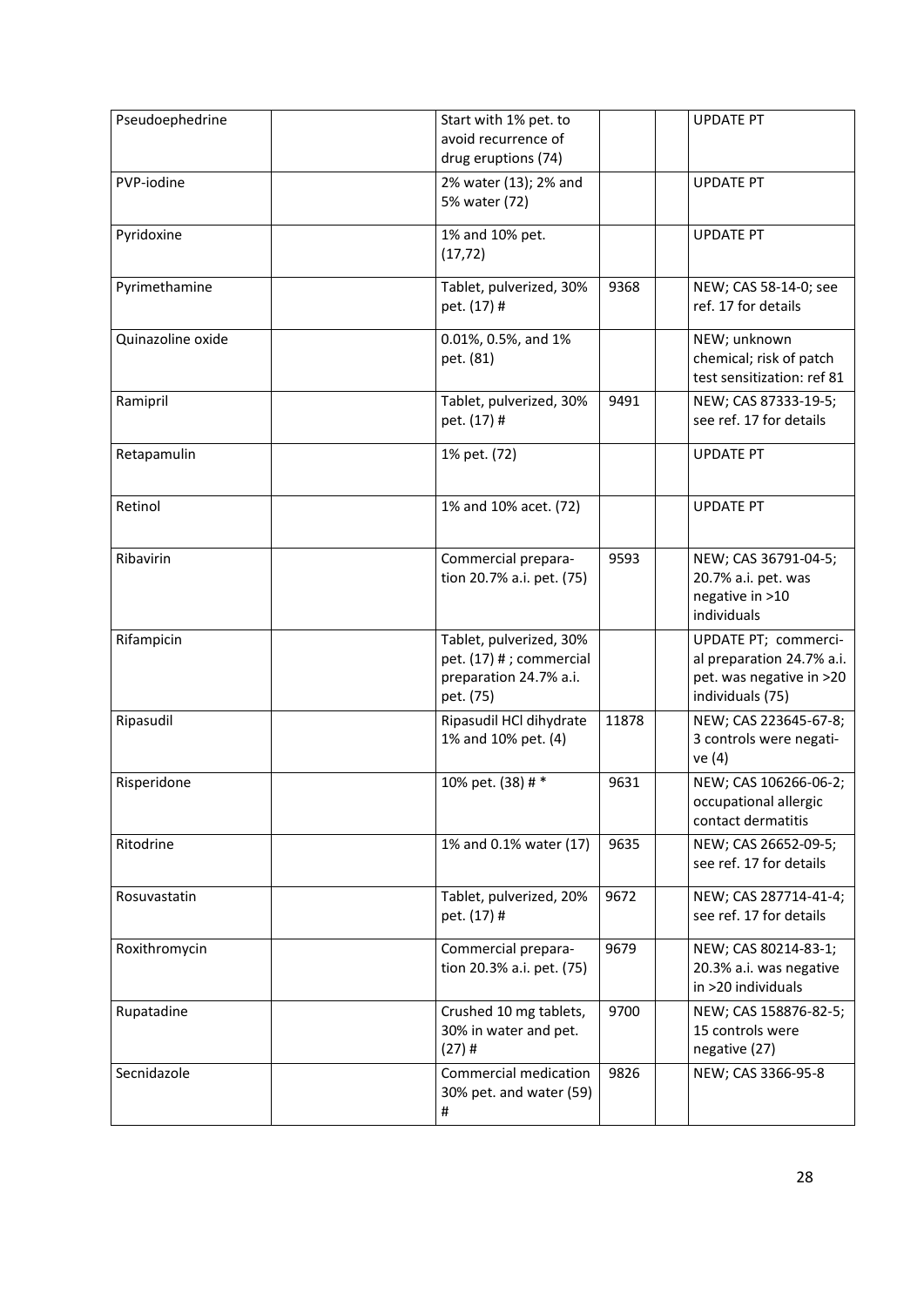| Pseudoephedrine | | Start with 1% pet. to avoid recurrence of drug eruptions (74) | | | UPDATE PT |
|---|---|---|---|---|---|
| PVP-iodine | | 2% water (13); 2% and 5% water (72) | | | UPDATE PT |
| Pyridoxine | | 1% and 10% pet. (17,72) | | | UPDATE PT |
| Pyrimethamine | | Tablet, pulverized, 30% pet. (17) # | 9368 | | NEW; CAS 58-14-0; see ref. 17 for details |
| Quinazoline oxide | | 0.01%, 0.5%, and 1% pet. (81) | | | NEW; unknown chemical; risk of patch test sensitization: ref 81 |
| Ramipril | | Tablet, pulverized, 30% pet. (17) # | 9491 | | NEW; CAS 87333-19-5; see ref. 17 for details |
| Retapamulin | | 1% pet. (72) | | | UPDATE PT |
| Retinol | | 1% and 10% acet. (72) | | | UPDATE PT |
| Ribavirin | | Commercial preparation 20.7% a.i. pet. (75) | 9593 | | NEW; CAS 36791-04-5; 20.7% a.i. pet. was negative in >10 individuals |
| Rifampicin | | Tablet, pulverized, 30% pet. (17) # ; commercial preparation 24.7% a.i. pet. (75) | | | UPDATE PT; commercial preparation 24.7% a.i. pet. was negative in >20 individuals (75) |
| Ripasudil | | Ripasudil HCl dihydrate 1% and 10% pet. (4) | 11878 | | NEW; CAS 223645-67-8; 3 controls were negative (4) |
| Risperidone | | 10% pet. (38) # * | 9631 | | NEW; CAS 106266-06-2; occupational allergic contact dermatitis |
| Ritodrine | | 1% and 0.1% water (17) | 9635 | | NEW; CAS 26652-09-5; see ref. 17 for details |
| Rosuvastatin | | Tablet, pulverized, 20% pet. (17) # | 9672 | | NEW; CAS 287714-41-4; see ref. 17 for details |
| Roxithromycin | | Commercial preparation 20.3% a.i. pet. (75) | 9679 | | NEW; CAS 80214-83-1; 20.3% a.i. was negative in >20 individuals |
| Rupatadine | | Crushed 10 mg tablets, 30% in water and pet. (27) # | 9700 | | NEW; CAS 158876-82-5; 15 controls were negative (27) |
| Secnidazole | | Commercial medication 30% pet. and water (59) # | 9826 | | NEW; CAS 3366-95-8 |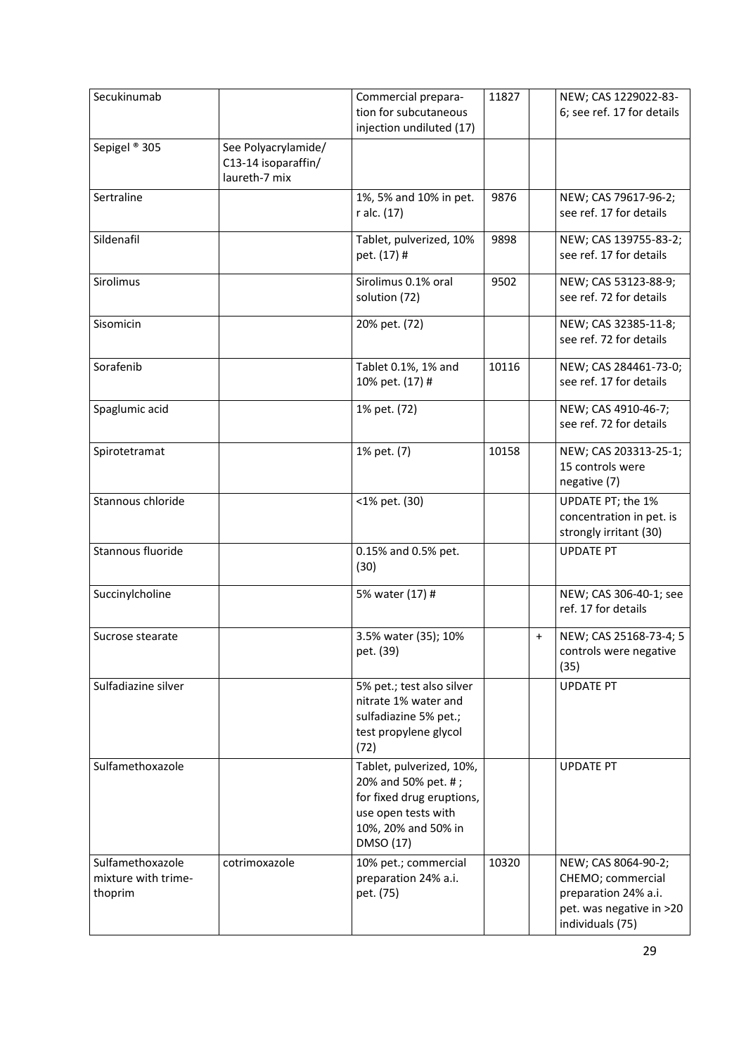| Secukinumab | | Commercial preparation for subcutaneous injection undiluted (17) | 11827 | | NEW; CAS 1229022-83-6; see ref. 17 for details |
|---|---|---|---|---|---|
| Sepigel ® 305 | See Polyacrylamide/ C13-14 isoparaffin/ laureth-7 mix | | | | |
| Sertraline | | 1%, 5% and 10% in pet. r alc. (17) | 9876 | | NEW; CAS 79617-96-2; see ref. 17 for details |
| Sildenafil | | Tablet, pulverized, 10% pet. (17) # | 9898 | | NEW; CAS 139755-83-2; see ref. 17 for details |
| Sirolimus | | Sirolimus 0.1% oral solution (72) | 9502 | | NEW; CAS 53123-88-9; see ref. 72 for details |
| Sisomicin | | 20% pet. (72) | | | NEW; CAS 32385-11-8; see ref. 72 for details |
| Sorafenib | | Tablet 0.1%, 1% and 10% pet. (17) # | 10116 | | NEW; CAS 284461-73-0; see ref. 17 for details |
| Spaglumic acid | | 1% pet. (72) | | | NEW; CAS 4910-46-7; see ref. 72 for details |
| Spirotetramat | | 1% pet. (7) | 10158 | | NEW; CAS 203313-25-1; 15 controls were negative (7) |
| Stannous chloride | | <1% pet. (30) | | | UPDATE PT; the 1% concentration in pet. is strongly irritant (30) |
| Stannous fluoride | | 0.15% and 0.5% pet. (30) | | | UPDATE PT |
| Succinylcholine | | 5% water (17) # | | | NEW; CAS 306-40-1; see ref. 17 for details |
| Sucrose stearate | | 3.5% water (35); 10% pet. (39) | | + | NEW; CAS 25168-73-4; 5 controls were negative (35) |
| Sulfadiazine silver | | 5% pet.; test also silver nitrate 1% water and sulfadiazine 5% pet.; test propylene glycol (72) | | | UPDATE PT |
| Sulfamethoxazole | | Tablet, pulverized, 10%, 20% and 50% pet. #; for fixed drug eruptions, use open tests with 10%, 20% and 50% in DMSO (17) | | | UPDATE PT |
| Sulfamethoxazole mixture with trimethoprim | cotrimoxazole | 10% pet.; commercial preparation 24% a.i. pet. (75) | 10320 | | NEW; CAS 8064-90-2; CHEMO; commercial preparation 24% a.i. pet. was negative in >20 individuals (75) |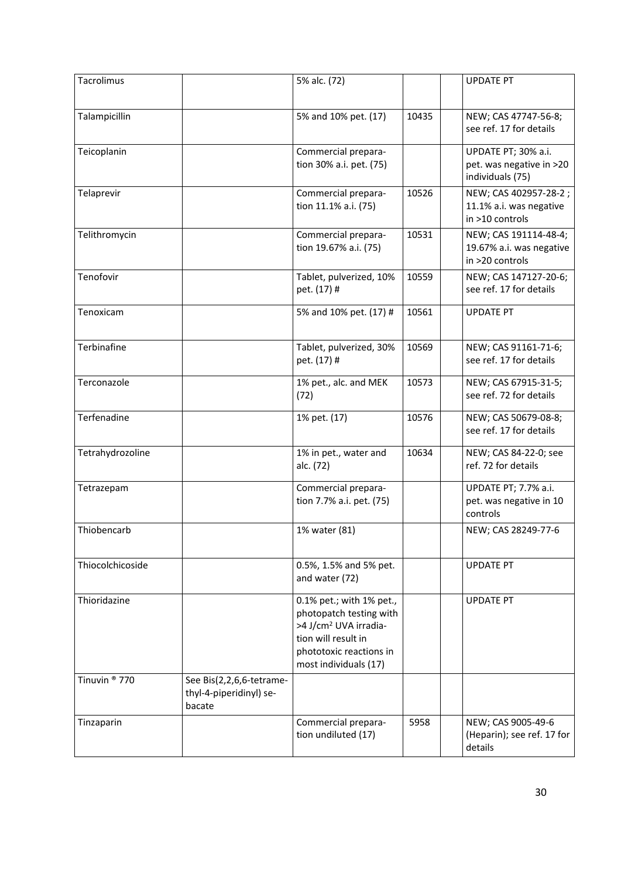| Tacrolimus | | 5% alc. (72) | | | UPDATE PT |
|---|---|---|---|---|---|
| Talampicillin | | 5% and 10% pet. (17) | 10435 | | NEW; CAS 47747-56-8; see ref. 17 for details |
| Teicoplanin | | Commercial preparation 30% a.i. pet. (75) | | | UPDATE PT; 30% a.i. pet. was negative in >20 individuals (75) |
| Telaprevir | | Commercial preparation 11.1% a.i. (75) | 10526 | | NEW; CAS 402957-28-2 ; 11.1% a.i. was negative in >10 controls |
| Telithromycin | | Commercial preparation 19.67% a.i. (75) | 10531 | | NEW; CAS 191114-48-4; 19.67% a.i. was negative in >20 controls |
| Tenofovir | | Tablet, pulverized, 10% pet. (17) # | 10559 | | NEW; CAS 147127-20-6; see ref. 17 for details |
| Tenoxicam | | 5% and 10% pet. (17) # | 10561 | | UPDATE PT |
| Terbinafine | | Tablet, pulverized, 30% pet. (17) # | 10569 | | NEW; CAS 91161-71-6; see ref. 17 for details |
| Terconazole | | 1% pet., alc. and MEK (72) | 10573 | | NEW; CAS 67915-31-5; see ref. 72 for details |
| Terfenadine | | 1% pet. (17) | 10576 | | NEW; CAS 50679-08-8; see ref. 17 for details |
| Tetrahydrozoline | | 1% in pet., water and alc. (72) | 10634 | | NEW; CAS 84-22-0; see ref. 72 for details |
| Tetrazepam | | Commercial preparation 7.7% a.i. pet. (75) | | | UPDATE PT; 7.7% a.i. pet. was negative in 10 controls |
| Thiobencarb | | 1% water (81) | | | NEW; CAS 28249-77-6 |
| Thiocolchicoside | | 0.5%, 1.5% and 5% pet. and water (72) | | | UPDATE PT |
| Thioridazine | | 0.1% pet.; with 1% pet., photopatch testing with >4 J/cm² UVA irradiation will result in phototoxic reactions in most individuals (17) | | | UPDATE PT |
| Tinuvin ® 770 | See Bis(2,2,6,6-tetramethyl-4-piperidinyl) sebacate | | | | |
| Tinzaparin | | Commercial preparation undiluted (17) | 5958 | | NEW; CAS 9005-49-6 (Heparin); see ref. 17 for details |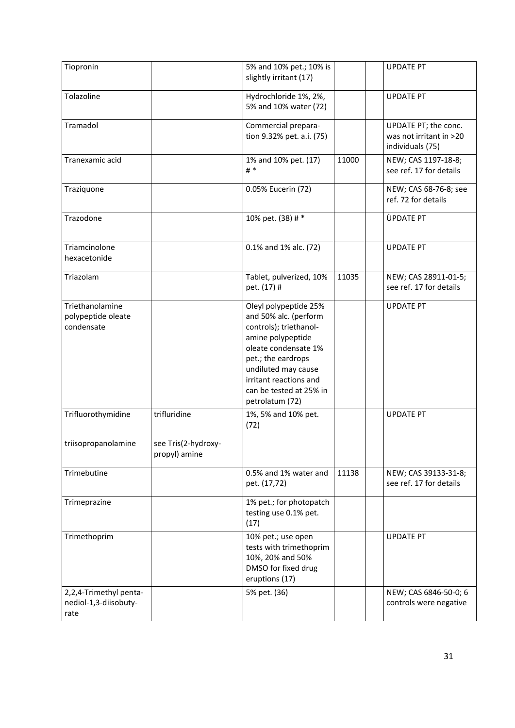| | | | | | |
|---|---|---|---|---|---|
| Tiopronin | | 5% and 10% pet.; 10% is slightly irritant (17) | | | UPDATE PT |
| Tolazoline | | Hydrochloride 1%, 2%, 5% and 10% water (72) | | | UPDATE PT |
| Tramadol | | Commercial preparation 9.32% pet. a.i. (75) | | | UPDATE PT; the conc. was not irritant in >20 individuals (75) |
| Tranexamic acid | | 1% and 10% pet. (17) # * | 11000 | | NEW; CAS 1197-18-8; see ref. 17 for details |
| Traziquone | | 0.05% Eucerin (72) | | | NEW; CAS 68-76-8; see ref. 72 for details |
| Trazodone | | 10% pet. (38) # * | | | ÙPDATE PT |
| Triamcinolone hexacetonide | | 0.1% and 1% alc. (72) | | | UPDATE PT |
| Triazolam | | Tablet, pulverized, 10% pet. (17) # | 11035 | | NEW; CAS 28911-01-5; see ref. 17 for details |
| Triethanolamine polypeptide oleate condensate | | Oleyl polypeptide 25% and 50% alc. (perform controls); triethanolamine polypeptide oleate condensate 1% pet.; the eardrops undiluted may cause irritant reactions and can be tested at 25% in petrolatum (72) | | | UPDATE PT |
| Trifluorothymidine | trifluridine | 1%, 5% and 10% pet. (72) | | | UPDATE PT |
| triisopropanolamine | see Tris(2-hydroxypropyl) amine | | | | |
| Trimebutine | | 0.5% and 1% water and pet. (17,72) | 11138 | | NEW; CAS 39133-31-8; see ref. 17 for details |
| Trimeprazine | | 1% pet.; for photopatch testing use 0.1% pet. (17) | | | |
| Trimethoprim | | 10% pet.; use open tests with trimethoprim 10%, 20% and 50% DMSO for fixed drug eruptions (17) | | | UPDATE PT |
| 2,2,4-Trimethyl pentanediol-1,3-diisobutyrate | | 5% pet. (36) | | | NEW; CAS 6846-50-0; 6 controls were negative |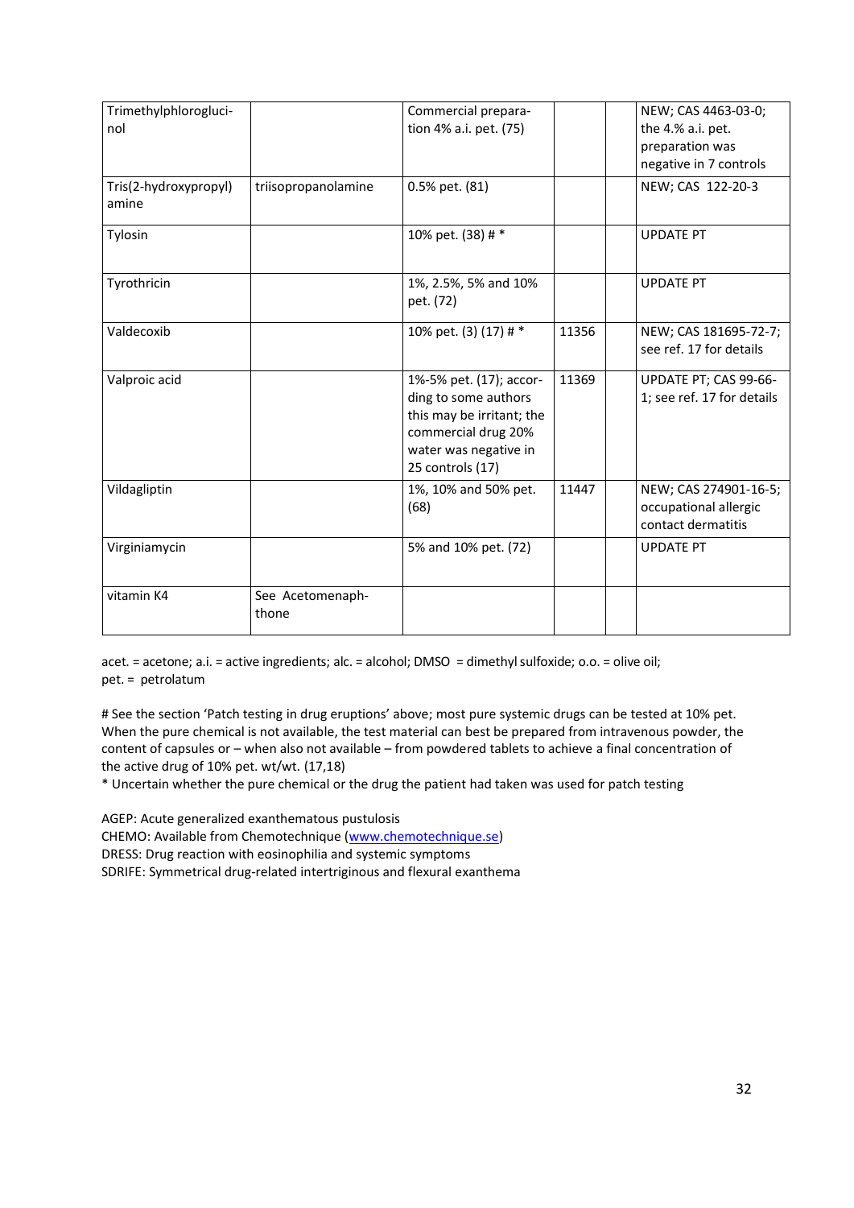| | | | | | |
|---|---|---|---|---|---|
| Trimethylphlorogluci-nol | | Commercial prepara-tion 4% a.i. pet. (75) | | | NEW; CAS 4463-03-0; the 4.% a.i. pet. preparation was negative in 7 controls |
| Tris(2-hydroxypropyl) amine | triisopropanolamine | 0.5% pet. (81) | | | NEW; CAS 122-20-3 |
| Tylosin | | 10% pet. (38) # * | | | UPDATE PT |
| Tyrothricin | | 1%, 2.5%, 5% and 10% pet. (72) | | | UPDATE PT |
| Valdecoxib | | 10% pet. (3) (17) # * | 11356 | | NEW; CAS 181695-72-7; see ref. 17 for details |
| Valproic acid | | 1%-5% pet. (17); accor-ding to some authors this may be irritant; the commercial drug 20% water was negative in 25 controls (17) | 11369 | | UPDATE PT; CAS 99-66-1; see ref. 17 for details |
| Vildagliptin | | 1%, 10% and 50% pet. (68) | 11447 | | NEW; CAS 274901-16-5; occupational allergic contact dermatitis |
| Virginiamycin | | 5% and 10% pet. (72) | | | UPDATE PT |
| vitamin K4 | See Acetomenaph-thone | | | | |

acet. = acetone; a.i. = active ingredients; alc. = alcohol; DMSO = dimethyl sulfoxide; o.o. = olive oil; pet. = petrolatum

# See the section 'Patch testing in drug eruptions' above; most pure systemic drugs can be tested at 10% pet. When the pure chemical is not available, the test material can best be prepared from intravenous powder, the content of capsules or – when also not available – from powdered tablets to achieve a final concentration of the active drug of 10% pet. wt/wt. (17,18)

* Uncertain whether the pure chemical or the drug the patient had taken was used for patch testing

AGEP: Acute generalized exanthematous pustulosis
CHEMO: Available from Chemotechnique (www.chemotechnique.se)
DRESS: Drug reaction with eosinophilia and systemic symptoms
SDRIFE: Symmetrical drug-related intertriginous and flexural exanthema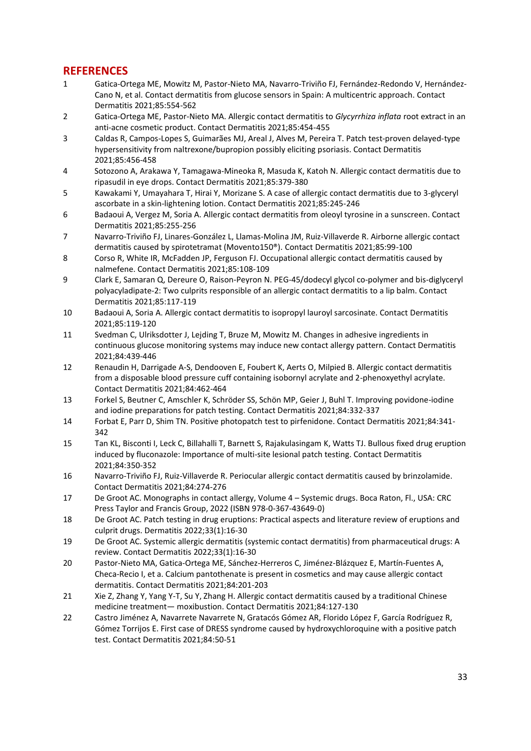## REFERENCES

1. Gatica-Ortega ME, Mowitz M, Pastor-Nieto MA, Navarro-Triviño FJ, Fernández-Redondo V, Hernández-Cano N, et al. Contact dermatitis from glucose sensors in Spain: A multicentric approach. Contact Dermatitis 2021;85:554-562
2. Gatica-Ortega ME, Pastor-Nieto MA. Allergic contact dermatitis to *Glycyrrhiza inflata* root extract in an anti-acne cosmetic product. Contact Dermatitis 2021;85:454-455
3. Caldas R, Campos-Lopes S, Guimarães MJ, Areal J, Alves M, Pereira T. Patch test-proven delayed-type hypersensitivity from naltrexone/bupropion possibly eliciting psoriasis. Contact Dermatitis 2021;85:456-458
4. Sotozono A, Arakawa Y, Tamagawa-Mineoka R, Masuda K, Katoh N. Allergic contact dermatitis due to ripasudil in eye drops. Contact Dermatitis 2021;85:379-380
5. Kawakami Y, Umayahara T, Hirai Y, Morizane S. A case of allergic contact dermatitis due to 3-glyceryl ascorbate in a skin-lightening lotion. Contact Dermatitis 2021;85:245-246
6. Badaoui A, Vergez M, Soria A. Allergic contact dermatitis from oleoyl tyrosine in a sunscreen. Contact Dermatitis 2021;85:255-256
7. Navarro-Triviño FJ, Linares-González L, Llamas-Molina JM, Ruiz-Villaverde R. Airborne allergic contact dermatitis caused by spirotetramat (Movento150®). Contact Dermatitis 2021;85:99-100
8. Corso R, White IR, McFadden JP, Ferguson FJ. Occupational allergic contact dermatitis caused by nalmefene. Contact Dermatitis 2021;85:108-109
9. Clark E, Samaran Q, Dereure O, Raison-Peyron N. PEG-45/dodecyl glycol co-polymer and bis-diglyceryl polyacyladipate-2: Two culprits responsible of an allergic contact dermatitis to a lip balm. Contact Dermatitis 2021;85:117-119
10. Badaoui A, Soria A. Allergic contact dermatitis to isopropyl lauroyl sarcosinate. Contact Dermatitis 2021;85:119-120
11. Svedman C, Ulriksdotter J, Lejding T, Bruze M, Mowitz M. Changes in adhesive ingredients in continuous glucose monitoring systems may induce new contact allergy pattern. Contact Dermatitis 2021;84:439-446
12. Renaudin H, Darrigade A-S, Dendooven E, Foubert K, Aerts O, Milpied B. Allergic contact dermatitis from a disposable blood pressure cuff containing isobornyl acrylate and 2-phenoxyethyl acrylate. Contact Dermatitis 2021;84:462-464
13. Forkel S, Beutner C, Amschler K, Schröder SS, Schön MP, Geier J, Buhl T. Improving povidone-iodine and iodine preparations for patch testing. Contact Dermatitis 2021;84:332-337
14. Forbat E, Parr D, Shim TN. Positive photopatch test to pirfenidone. Contact Dermatitis 2021;84:341-342
15. Tan KL, Bisconti I, Leck C, Billahalli T, Barnett S, Rajakulasingam K, Watts TJ. Bullous fixed drug eruption induced by fluconazole: Importance of multi-site lesional patch testing. Contact Dermatitis 2021;84:350-352
16. Navarro-Triviño FJ, Ruiz-Villaverde R. Periocular allergic contact dermatitis caused by brinzolamide. Contact Dermatitis 2021;84:274-276
17. De Groot AC. Monographs in contact allergy, Volume 4 – Systemic drugs. Boca Raton, Fl., USA: CRC Press Taylor and Francis Group, 2022 (ISBN 978-0-367-43649-0)
18. De Groot AC. Patch testing in drug eruptions: Practical aspects and literature review of eruptions and culprit drugs. Dermatitis 2022;33(1):16-30
19. De Groot AC. Systemic allergic dermatitis (systemic contact dermatitis) from pharmaceutical drugs: A review. Contact Dermatitis 2022;33(1):16-30
20. Pastor-Nieto MA, Gatica-Ortega ME, Sánchez-Herreros C, Jiménez-Blázquez E, Martín-Fuentes A, Checa-Recio I, et a. Calcium pantothenate is present in cosmetics and may cause allergic contact dermatitis. Contact Dermatitis 2021;84:201-203
21. Xie Z, Zhang Y, Yang Y-T, Su Y, Zhang H. Allergic contact dermatitis caused by a traditional Chinese medicine treatment— moxibustion. Contact Dermatitis 2021;84:127-130
22. Castro Jiménez A, Navarrete Navarrete N, Gratacós Gómez AR, Florido López F, García Rodríguez R, Gómez Torrijos E. First case of DRESS syndrome caused by hydroxychloroquine with a positive patch test. Contact Dermatitis 2021;84:50-51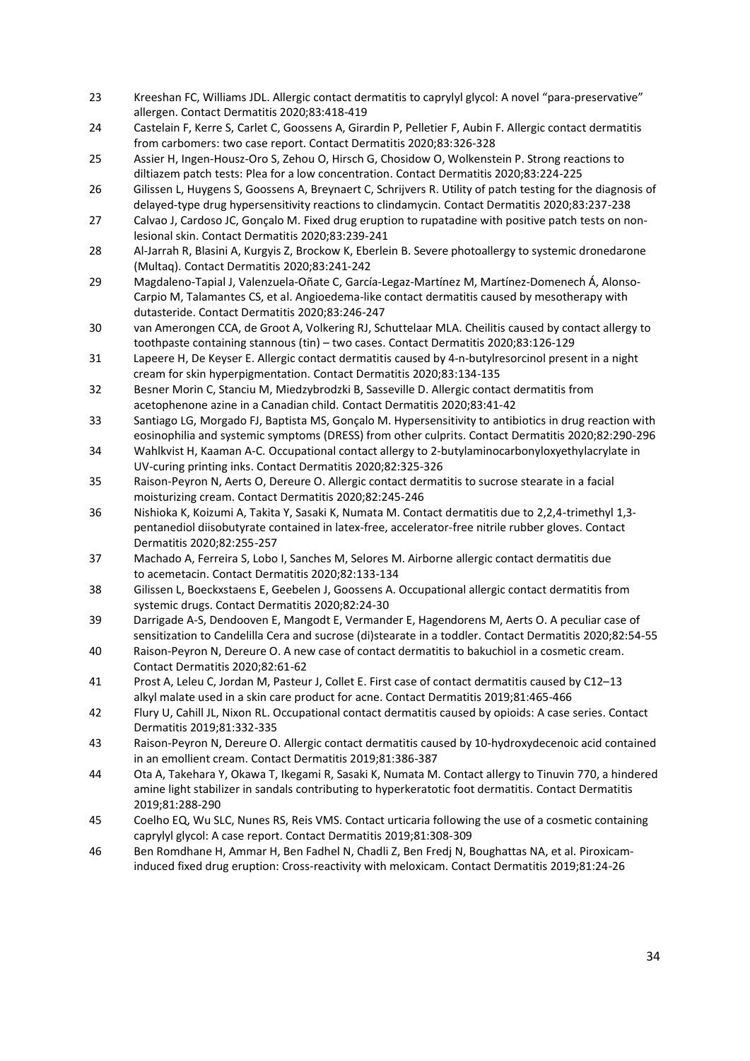23 Kreeshan FC, Williams JDL. Allergic contact dermatitis to caprylyl glycol: A novel "para-preservative" allergen. Contact Dermatitis 2020;83:418-419

24 Castelain F, Kerre S, Carlet C, Goossens A, Girardin P, Pelletier F, Aubin F. Allergic contact dermatitis from carbomers: two case report. Contact Dermatitis 2020;83:326-328

25 Assier H, Ingen-Housz-Oro S, Zehou O, Hirsch G, Chosidow O, Wolkenstein P. Strong reactions to diltiazem patch tests: Plea for a low concentration. Contact Dermatitis 2020;83:224-225

26 Gilissen L, Huygens S, Goossens A, Breynaert C, Schrijvers R. Utility of patch testing for the diagnosis of delayed-type drug hypersensitivity reactions to clindamycin. Contact Dermatitis 2020;83:237-238

27 Calvao J, Cardoso JC, Gonçalo M. Fixed drug eruption to rupatadine with positive patch tests on non-lesional skin. Contact Dermatitis 2020;83:239-241

28 Al-Jarrah R, Blasini A, Kurgyis Z, Brockow K, Eberlein B. Severe photoallergy to systemic dronedarone (Multaq). Contact Dermatitis 2020;83:241-242

29 Magdaleno-Tapial J, Valenzuela-Oñate C, García-Legaz-Martínez M, Martínez-Domenech Á, Alonso-Carpio M, Talamantes CS, et al. Angioedema-like contact dermatitis caused by mesotherapy with dutasteride. Contact Dermatitis 2020;83:246-247

30 van Amerongen CCA, de Groot A, Volkering RJ, Schuttelaar MLA. Cheilitis caused by contact allergy to toothpaste containing stannous (tin) – two cases. Contact Dermatitis 2020;83:126-129

31 Lapeere H, De Keyser E. Allergic contact dermatitis caused by 4-n-butylresorcinol present in a night cream for skin hyperpigmentation. Contact Dermatitis 2020;83:134-135

32 Besner Morin C, Stanciu M, Miedzybrodzki B, Sasseville D. Allergic contact dermatitis from acetophenone azine in a Canadian child. Contact Dermatitis 2020;83:41-42

33 Santiago LG, Morgado FJ, Baptista MS, Gonçalo M. Hypersensitivity to antibiotics in drug reaction with eosinophilia and systemic symptoms (DRESS) from other culprits. Contact Dermatitis 2020;82:290-296

34 Wahlkvist H, Kaaman A-C. Occupational contact allergy to 2-butylaminocarbonyloxyethylacrylate in UV-curing printing inks. Contact Dermatitis 2020;82:325-326

35 Raison-Peyron N, Aerts O, Dereure O. Allergic contact dermatitis to sucrose stearate in a facial moisturizing cream. Contact Dermatitis 2020;82:245-246

36 Nishioka K, Koizumi A, Takita Y, Sasaki K, Numata M. Contact dermatitis due to 2,2,4-trimethyl 1,3-pentanediol diisobutyrate contained in latex-free, accelerator-free nitrile rubber gloves. Contact Dermatitis 2020;82:255-257

37 Machado A, Ferreira S, Lobo I, Sanches M, Selores M. Airborne allergic contact dermatitis due to acemetacin. Contact Dermatitis 2020;82:133-134

38 Gilissen L, Boeckxstaens E, Geebelen J, Goossens A. Occupational allergic contact dermatitis from systemic drugs. Contact Dermatitis 2020;82:24-30

39 Darrigade A-S, Dendooven E, Mangodt E, Vermander E, Hagendorens M, Aerts O. A peculiar case of sensitization to Candelilla Cera and sucrose (di)stearate in a toddler. Contact Dermatitis 2020;82:54-55

40 Raison-Peyron N, Dereure O. A new case of contact dermatitis to bakuchiol in a cosmetic cream. Contact Dermatitis 2020;82:61-62

41 Prost A, Leleu C, Jordan M, Pasteur J, Collet E. First case of contact dermatitis caused by C12–13 alkyl malate used in a skin care product for acne. Contact Dermatitis 2019;81:465-466

42 Flury U, Cahill JL, Nixon RL. Occupational contact dermatitis caused by opioids: A case series. Contact Dermatitis 2019;81:332-335

43 Raison-Peyron N, Dereure O. Allergic contact dermatitis caused by 10-hydroxydecenoic acid contained in an emollient cream. Contact Dermatitis 2019;81:386-387

44 Ota A, Takehara Y, Okawa T, Ikegami R, Sasaki K, Numata M. Contact allergy to Tinuvin 770, a hindered amine light stabilizer in sandals contributing to hyperkeratotic foot dermatitis. Contact Dermatitis 2019;81:288-290

45 Coelho EQ, Wu SLC, Nunes RS, Reis VMS. Contact urticaria following the use of a cosmetic containing caprylyl glycol: A case report. Contact Dermatitis 2019;81:308-309

46 Ben Romdhane H, Ammar H, Ben Fadhel N, Chadli Z, Ben Fredj N, Boughattas NA, et al. Piroxicam-induced fixed drug eruption: Cross-reactivity with meloxicam. Contact Dermatitis 2019;81:24-26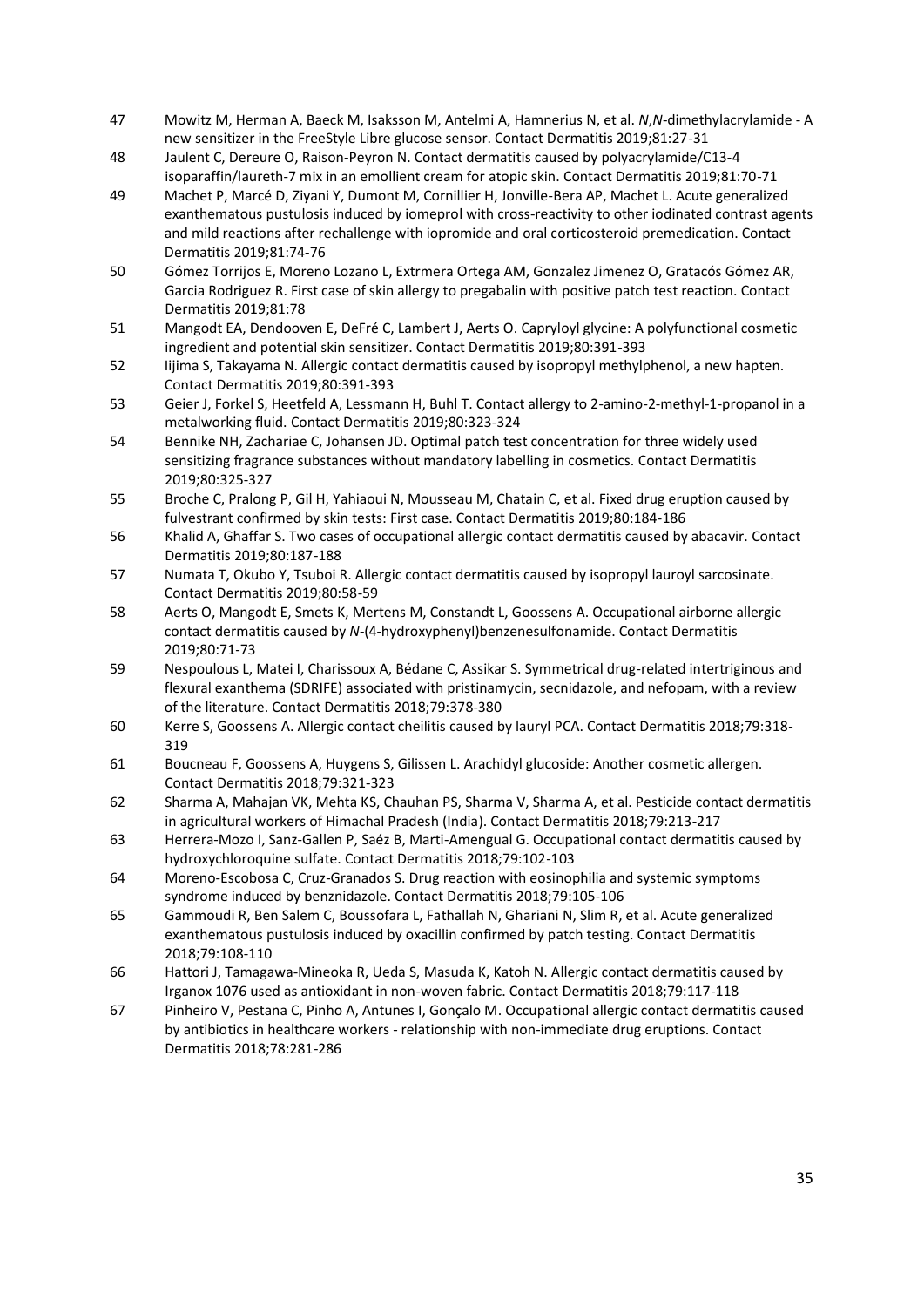47 Mowitz M, Herman A, Baeck M, Isaksson M, Antelmi A, Hamnerius N, et al. *N*,*N*-dimethylacrylamide - A new sensitizer in the FreeStyle Libre glucose sensor. Contact Dermatitis 2019;81:27-31

48 Jaulent C, Dereure O, Raison-Peyron N. Contact dermatitis caused by polyacrylamide/C13-4 isoparaffin/laureth-7 mix in an emollient cream for atopic skin. Contact Dermatitis 2019;81:70-71

49 Machet P, Marcé D, Ziyani Y, Dumont M, Cornillier H, Jonville-Bera AP, Machet L. Acute generalized exanthematous pustulosis induced by iomeprol with cross-reactivity to other iodinated contrast agents and mild reactions after rechallenge with iopromide and oral corticosteroid premedication. Contact Dermatitis 2019;81:74-76

50 Gómez Torrijos E, Moreno Lozano L, Extrmera Ortega AM, Gonzalez Jimenez O, Gratacós Gómez AR, Garcia Rodriguez R. First case of skin allergy to pregabalin with positive patch test reaction. Contact Dermatitis 2019;81:78

51 Mangodt EA, Dendooven E, DeFré C, Lambert J, Aerts O. Capryloyl glycine: A polyfunctional cosmetic ingredient and potential skin sensitizer. Contact Dermatitis 2019;80:391-393

52 Iijima S, Takayama N. Allergic contact dermatitis caused by isopropyl methylphenol, a new hapten. Contact Dermatitis 2019;80:391-393

53 Geier J, Forkel S, Heetfeld A, Lessmann H, Buhl T. Contact allergy to 2-amino-2-methyl-1-propanol in a metalworking fluid. Contact Dermatitis 2019;80:323-324

54 Bennike NH, Zachariae C, Johansen JD. Optimal patch test concentration for three widely used sensitizing fragrance substances without mandatory labelling in cosmetics. Contact Dermatitis 2019;80:325-327

55 Broche C, Pralong P, Gil H, Yahiaoui N, Mousseau M, Chatain C, et al. Fixed drug eruption caused by fulvestrant confirmed by skin tests: First case. Contact Dermatitis 2019;80:184-186

56 Khalid A, Ghaffar S. Two cases of occupational allergic contact dermatitis caused by abacavir. Contact Dermatitis 2019;80:187-188

57 Numata T, Okubo Y, Tsuboi R. Allergic contact dermatitis caused by isopropyl lauroyl sarcosinate. Contact Dermatitis 2019;80:58-59

58 Aerts O, Mangodt E, Smets K, Mertens M, Constandt L, Goossens A. Occupational airborne allergic contact dermatitis caused by *N*-(4-hydroxyphenyl)benzenesulfonamide. Contact Dermatitis 2019;80:71-73

59 Nespoulous L, Matei I, Charissoux A, Bédane C, Assikar S. Symmetrical drug-related intertriginous and flexural exanthema (SDRIFE) associated with pristinamycin, secnidazole, and nefopam, with a review of the literature. Contact Dermatitis 2018;79:378-380

60 Kerre S, Goossens A. Allergic contact cheilitis caused by lauryl PCA. Contact Dermatitis 2018;79:318-319

61 Boucneau F, Goossens A, Huygens S, Gilissen L. Arachidyl glucoside: Another cosmetic allergen. Contact Dermatitis 2018;79:321-323

62 Sharma A, Mahajan VK, Mehta KS, Chauhan PS, Sharma V, Sharma A, et al. Pesticide contact dermatitis in agricultural workers of Himachal Pradesh (India). Contact Dermatitis 2018;79:213-217

63 Herrera-Mozo I, Sanz-Gallen P, Saéz B, Marti-Amengual G. Occupational contact dermatitis caused by hydroxychloroquine sulfate. Contact Dermatitis 2018;79:102-103

64 Moreno-Escobosa C, Cruz-Granados S. Drug reaction with eosinophilia and systemic symptoms syndrome induced by benznidazole. Contact Dermatitis 2018;79:105-106

65 Gammoudi R, Ben Salem C, Boussofara L, Fathallah N, Ghariani N, Slim R, et al. Acute generalized exanthematous pustulosis induced by oxacillin confirmed by patch testing. Contact Dermatitis 2018;79:108-110

66 Hattori J, Tamagawa-Mineoka R, Ueda S, Masuda K, Katoh N. Allergic contact dermatitis caused by Irganox 1076 used as antioxidant in non-woven fabric. Contact Dermatitis 2018;79:117-118

67 Pinheiro V, Pestana C, Pinho A, Antunes I, Gonçalo M. Occupational allergic contact dermatitis caused by antibiotics in healthcare workers - relationship with non-immediate drug eruptions. Contact Dermatitis 2018;78:281-286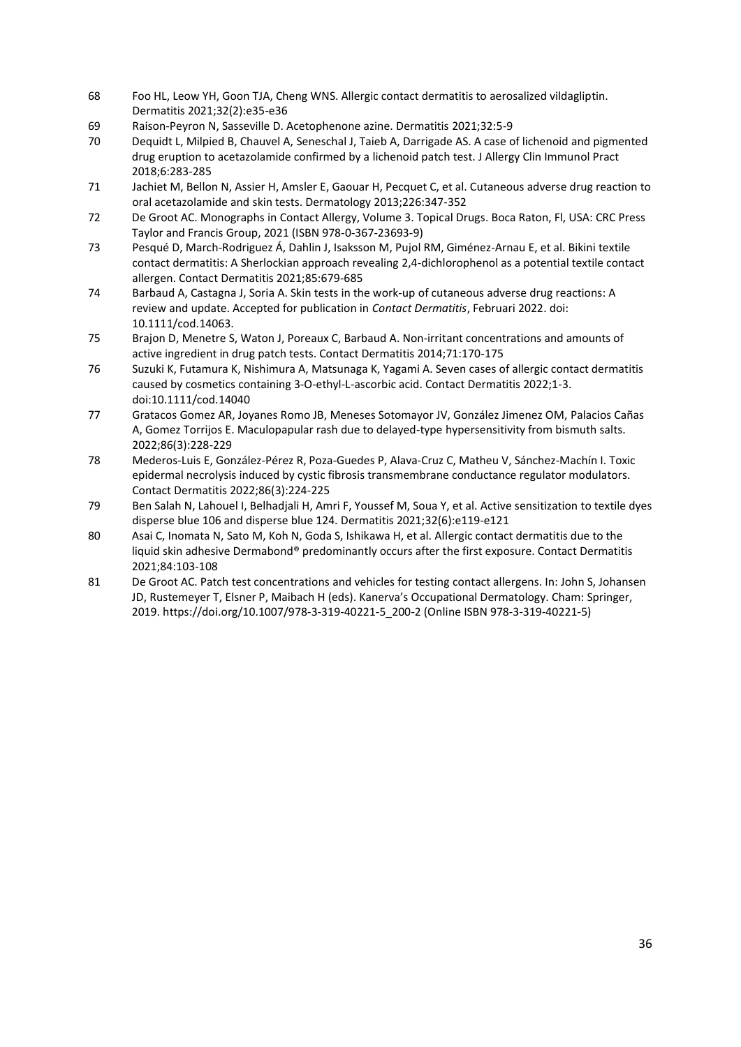68 Foo HL, Leow YH, Goon TJA, Cheng WNS. Allergic contact dermatitis to aerosalized vildagliptin. Dermatitis 2021;32(2):e35-e36

69 Raison-Peyron N, Sasseville D. Acetophenone azine. Dermatitis 2021;32:5-9

70 Dequidt L, Milpied B, Chauvel A, Seneschal J, Taieb A, Darrigade AS. A case of lichenoid and pigmented drug eruption to acetazolamide confirmed by a lichenoid patch test. J Allergy Clin Immunol Pract 2018;6:283-285

71 Jachiet M, Bellon N, Assier H, Amsler E, Gaouar H, Pecquet C, et al. Cutaneous adverse drug reaction to oral acetazolamide and skin tests. Dermatology 2013;226:347-352

72 De Groot AC. Monographs in Contact Allergy, Volume 3. Topical Drugs. Boca Raton, Fl, USA: CRC Press Taylor and Francis Group, 2021 (ISBN 978-0-367-23693-9)

73 Pesqué D, March-Rodriguez Á, Dahlin J, Isaksson M, Pujol RM, Giménez-Arnau E, et al. Bikini textile contact dermatitis: A Sherlockian approach revealing 2,4-dichlorophenol as a potential textile contact allergen. Contact Dermatitis 2021;85:679-685

74 Barbaud A, Castagna J, Soria A. Skin tests in the work-up of cutaneous adverse drug reactions: A review and update. Accepted for publication in *Contact Dermatitis*, Februari 2022. doi: 10.1111/cod.14063.

75 Brajon D, Menetre S, Waton J, Poreaux C, Barbaud A. Non-irritant concentrations and amounts of active ingredient in drug patch tests. Contact Dermatitis 2014;71:170-175

76 Suzuki K, Futamura K, Nishimura A, Matsunaga K, Yagami A. Seven cases of allergic contact dermatitis caused by cosmetics containing 3-O-ethyl-L-ascorbic acid. Contact Dermatitis 2022;1-3. doi:10.1111/cod.14040

77 Gratacos Gomez AR, Joyanes Romo JB, Meneses Sotomayor JV, González Jimenez OM, Palacios Cañas A, Gomez Torrijos E. Maculopapular rash due to delayed-type hypersensitivity from bismuth salts. 2022;86(3):228-229

78 Mederos-Luis E, González-Pérez R, Poza-Guedes P, Alava-Cruz C, Matheu V, Sánchez-Machín I. Toxic epidermal necrolysis induced by cystic fibrosis transmembrane conductance regulator modulators. Contact Dermatitis 2022;86(3):224-225

79 Ben Salah N, Lahouel I, Belhadjali H, Amri F, Youssef M, Soua Y, et al. Active sensitization to textile dyes disperse blue 106 and disperse blue 124. Dermatitis 2021;32(6):e119-e121

80 Asai C, Inomata N, Sato M, Koh N, Goda S, Ishikawa H, et al. Allergic contact dermatitis due to the liquid skin adhesive Dermabond® predominantly occurs after the first exposure. Contact Dermatitis 2021;84:103-108

81 De Groot AC. Patch test concentrations and vehicles for testing contact allergens. In: John S, Johansen JD, Rustemeyer T, Elsner P, Maibach H (eds). Kanerva's Occupational Dermatology. Cham: Springer, 2019. https://doi.org/10.1007/978-3-319-40221-5_200-2 (Online ISBN 978-3-319-40221-5)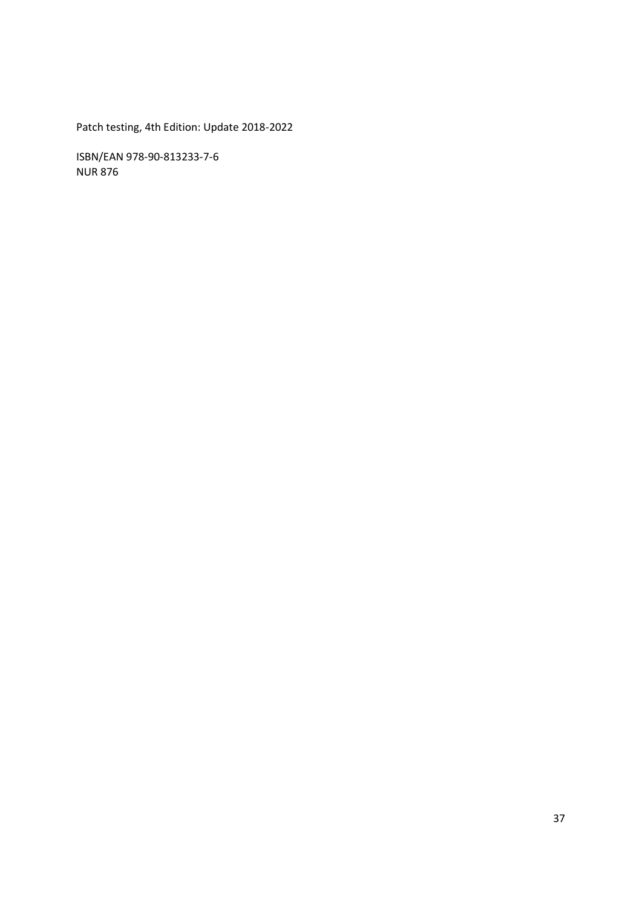Patch testing, 4th Edition: Update 2018-2022

ISBN/EAN 978-90-813233-7-6
NUR 876